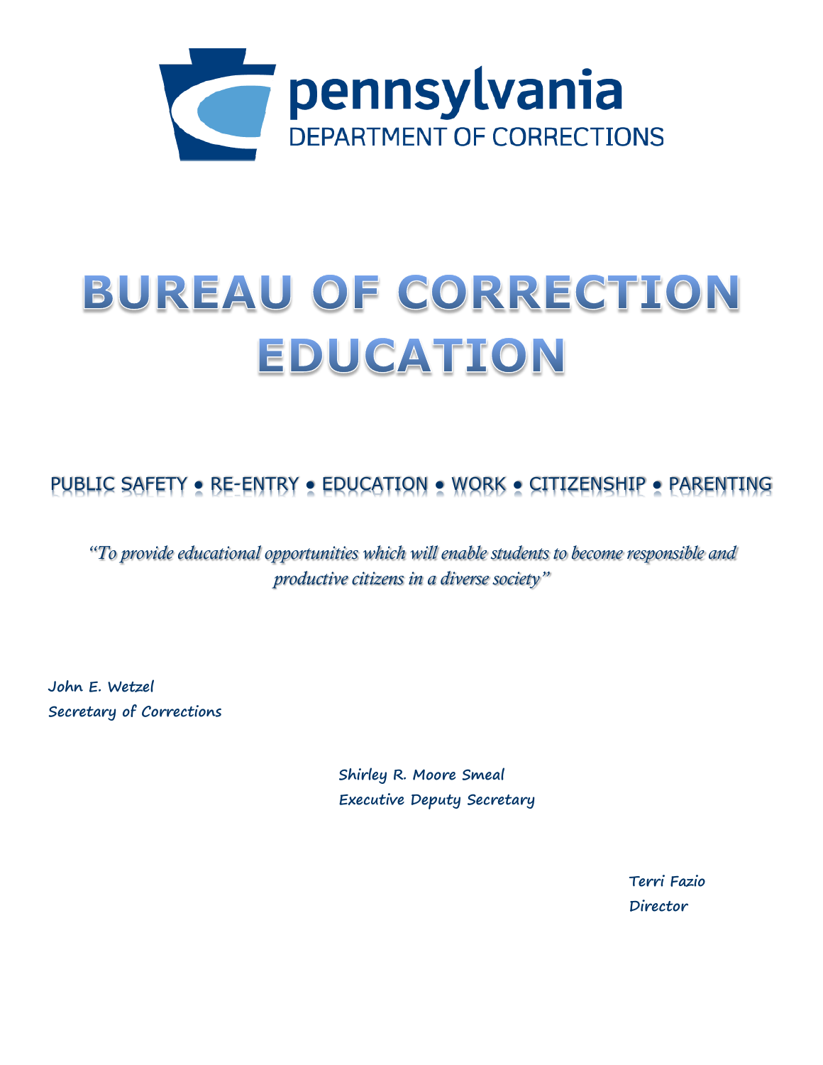pennsylvania
DEPARTMENT OF CORRECTIONS

# BUREAU OF CORRECTION EDUCATION

PUBLIC SAFETY • RE-ENTRY • EDUCATION • WORK • CITIZENSHIP • PARENTING

*"To provide educational opportunities which will enable students to become responsible and productive citizens in a diverse society"*

**John E. Wetzel**
**Secretary of Corrections**

**Shirley R. Moore Smeal**
**Executive Deputy Secretary**

**Terri Fazio**
**Director**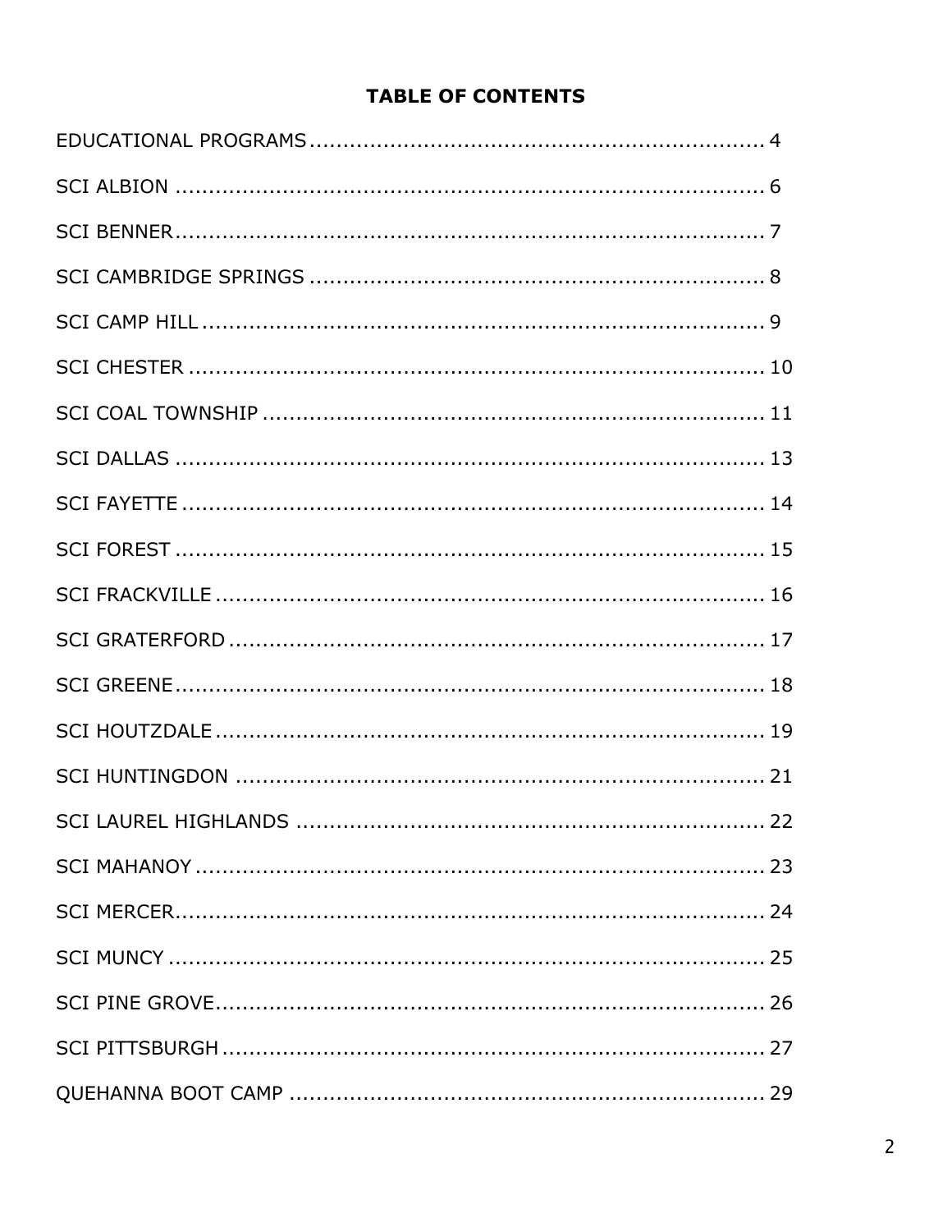## TABLE OF CONTENTS

EDUCATIONAL PROGRAMS .................................................................... 4

SCI ALBION ........................................................................................ 6

SCI BENNER ....................................................................................... 7

SCI CAMBRIDGE SPRINGS ................................................................... 8

SCI CAMP HILL .................................................................................... 9

SCI CHESTER ..................................................................................... 10

SCI COAL TOWNSHIP .......................................................................... 11

SCI DALLAS ........................................................................................ 13

SCI FAYETTE ...................................................................................... 14

SCI FOREST ........................................................................................ 15

SCI FRACKVILLE .................................................................................. 16

SCI GRATERFORD ................................................................................ 17

SCI GREENE ........................................................................................ 18

SCI HOUTZDALE .................................................................................. 19

SCI HUNTINGDON ............................................................................... 21

SCI LAUREL HIGHLANDS ...................................................................... 22

SCI MAHANOY ..................................................................................... 23

SCI MERCER ........................................................................................ 24

SCI MUNCY ......................................................................................... 25

SCI PINE GROVE .................................................................................. 26

SCI PITTSBURGH ................................................................................. 27

QUEHANNA BOOT CAMP ....................................................................... 29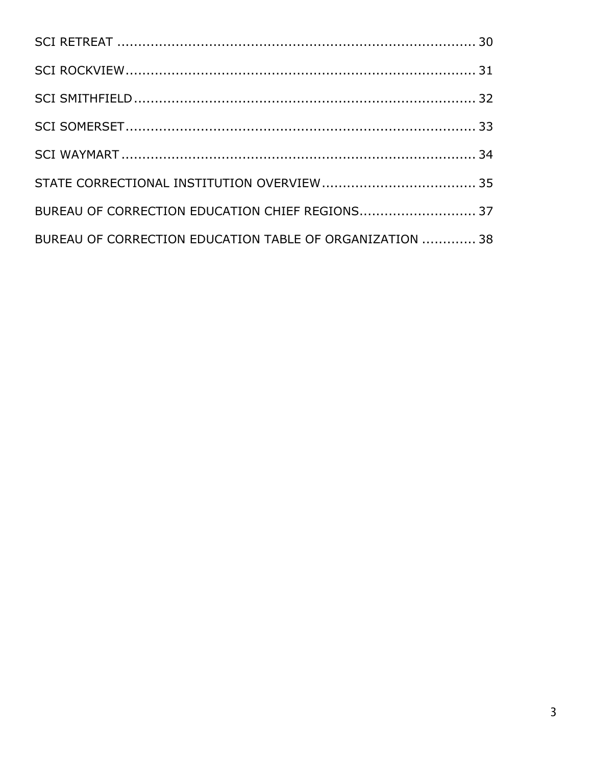SCI RETREAT ........................................................................ 30

SCI ROCKVIEW...................................................................... 31

SCI SMITHFIELD.................................................................... 32

SCI SOMERSET...................................................................... 33

SCI WAYMART ....................................................................... 34

STATE CORRECTIONAL INSTITUTION OVERVIEW..................................... 35

BUREAU OF CORRECTION EDUCATION CHIEF REGIONS............................ 37

BUREAU OF CORRECTION EDUCATION TABLE OF ORGANIZATION ............. 38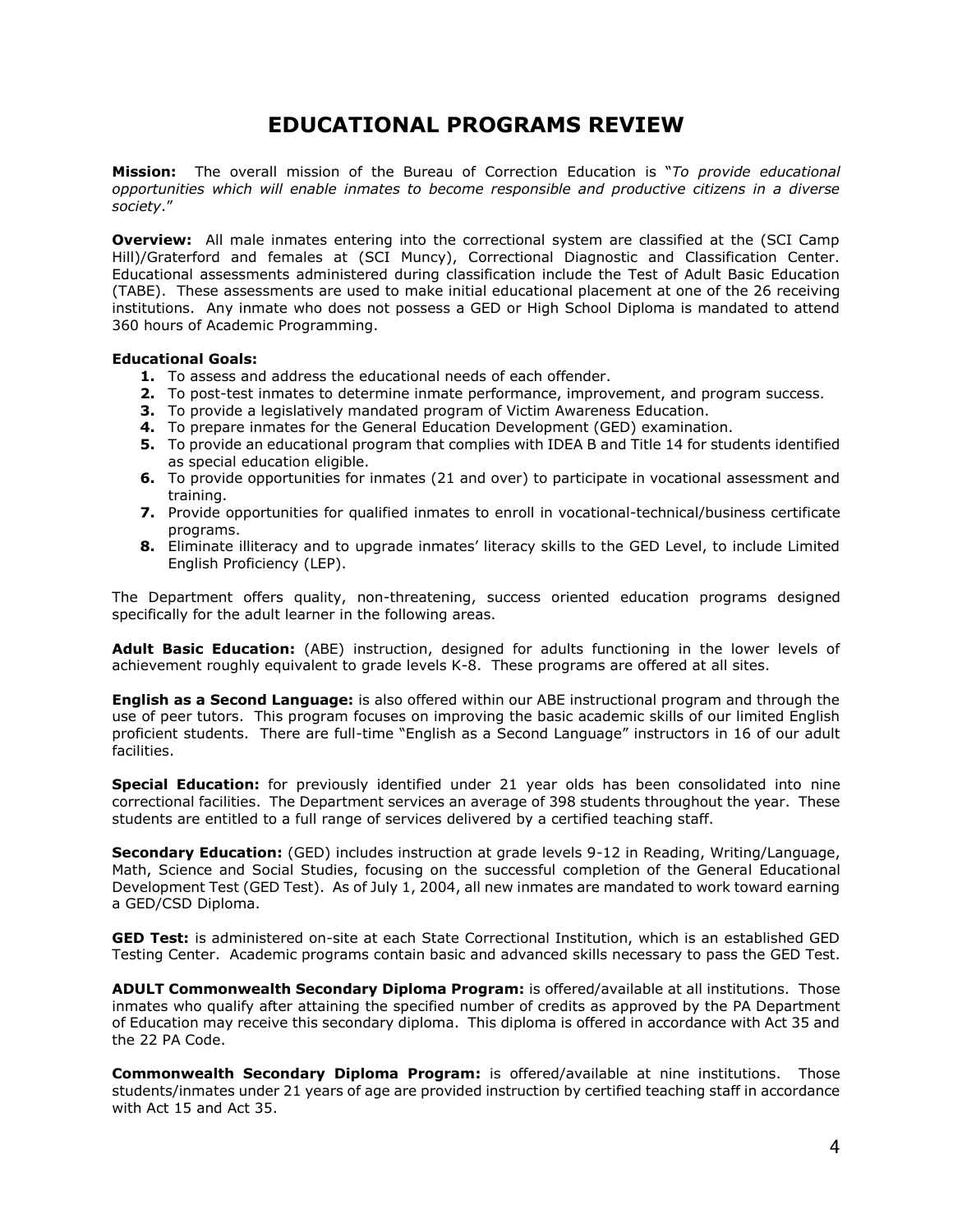# EDUCATIONAL PROGRAMS REVIEW

**Mission:** The overall mission of the Bureau of Correction Education is "*To provide educational opportunities which will enable inmates to become responsible and productive citizens in a diverse society*."

**Overview:** All male inmates entering into the correctional system are classified at the (SCI Camp Hill)/Graterford and females at (SCI Muncy), Correctional Diagnostic and Classification Center. Educational assessments administered during classification include the Test of Adult Basic Education (TABE). These assessments are used to make initial educational placement at one of the 26 receiving institutions. Any inmate who does not possess a GED or High School Diploma is mandated to attend 360 hours of Academic Programming.

**Educational Goals:**

1. To assess and address the educational needs of each offender.
2. To post-test inmates to determine inmate performance, improvement, and program success.
3. To provide a legislatively mandated program of Victim Awareness Education.
4. To prepare inmates for the General Education Development (GED) examination.
5. To provide an educational program that complies with IDEA B and Title 14 for students identified as special education eligible.
6. To provide opportunities for inmates (21 and over) to participate in vocational assessment and training.
7. Provide opportunities for qualified inmates to enroll in vocational-technical/business certificate programs.
8. Eliminate illiteracy and to upgrade inmates' literacy skills to the GED Level, to include Limited English Proficiency (LEP).

The Department offers quality, non-threatening, success oriented education programs designed specifically for the adult learner in the following areas.

**Adult Basic Education:** (ABE) instruction, designed for adults functioning in the lower levels of achievement roughly equivalent to grade levels K-8. These programs are offered at all sites.

**English as a Second Language:** is also offered within our ABE instructional program and through the use of peer tutors. This program focuses on improving the basic academic skills of our limited English proficient students. There are full-time "English as a Second Language" instructors in 16 of our adult facilities.

**Special Education:** for previously identified under 21 year olds has been consolidated into nine correctional facilities. The Department services an average of 398 students throughout the year. These students are entitled to a full range of services delivered by a certified teaching staff.

**Secondary Education:** (GED) includes instruction at grade levels 9-12 in Reading, Writing/Language, Math, Science and Social Studies, focusing on the successful completion of the General Educational Development Test (GED Test). As of July 1, 2004, all new inmates are mandated to work toward earning a GED/CSD Diploma.

**GED Test:** is administered on-site at each State Correctional Institution, which is an established GED Testing Center. Academic programs contain basic and advanced skills necessary to pass the GED Test.

**ADULT Commonwealth Secondary Diploma Program:** is offered/available at all institutions. Those inmates who qualify after attaining the specified number of credits as approved by the PA Department of Education may receive this secondary diploma. This diploma is offered in accordance with Act 35 and the 22 PA Code.

**Commonwealth Secondary Diploma Program:** is offered/available at nine institutions. Those students/inmates under 21 years of age are provided instruction by certified teaching staff in accordance with Act 15 and Act 35.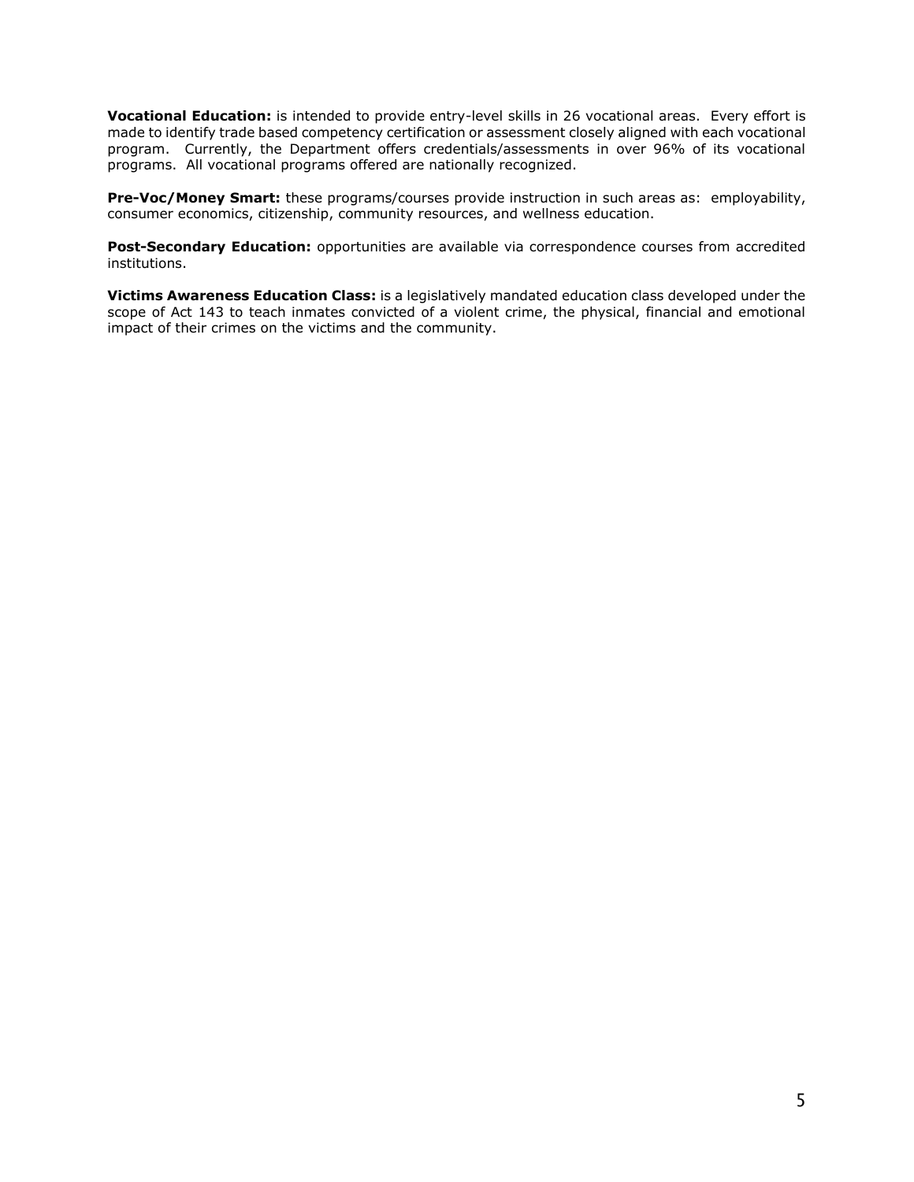**Vocational Education:** is intended to provide entry-level skills in 26 vocational areas. Every effort is made to identify trade based competency certification or assessment closely aligned with each vocational program. Currently, the Department offers credentials/assessments in over 96% of its vocational programs. All vocational programs offered are nationally recognized.

**Pre-Voc/Money Smart:** these programs/courses provide instruction in such areas as: employability, consumer economics, citizenship, community resources, and wellness education.

**Post-Secondary Education:** opportunities are available via correspondence courses from accredited institutions.

**Victims Awareness Education Class:** is a legislatively mandated education class developed under the scope of Act 143 to teach inmates convicted of a violent crime, the physical, financial and emotional impact of their crimes on the victims and the community.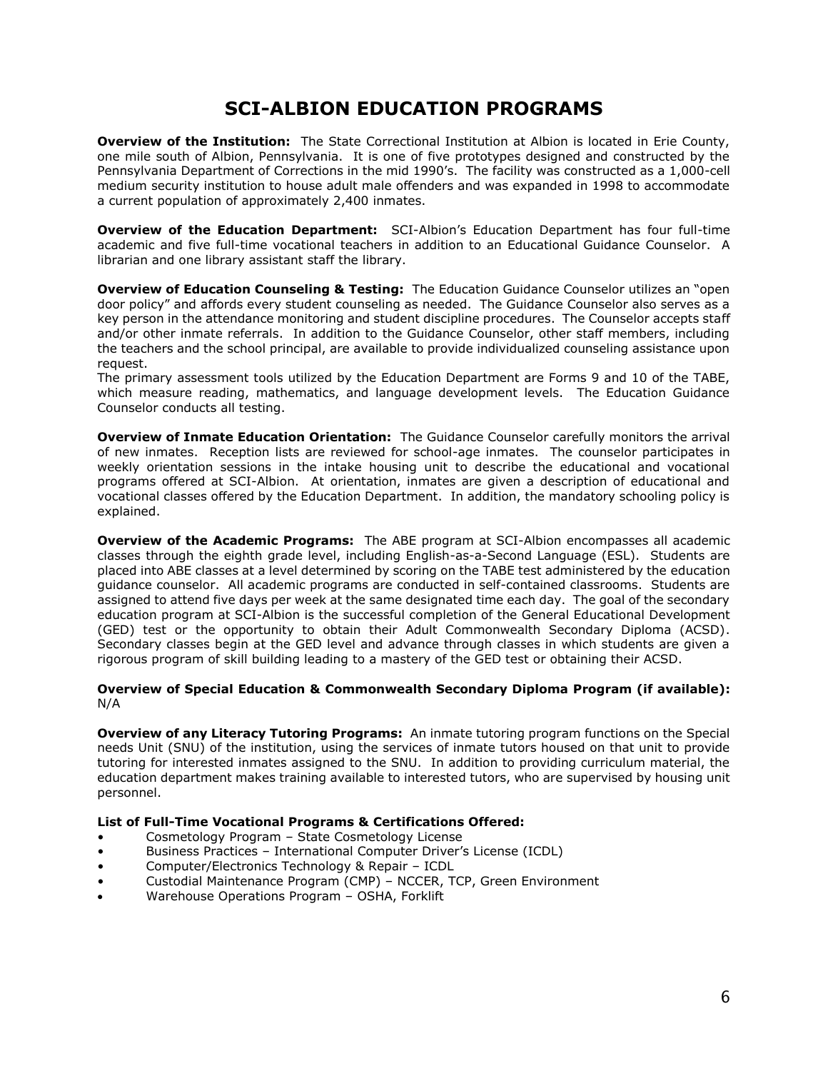# SCI-ALBION EDUCATION PROGRAMS

**Overview of the Institution:** The State Correctional Institution at Albion is located in Erie County, one mile south of Albion, Pennsylvania. It is one of five prototypes designed and constructed by the Pennsylvania Department of Corrections in the mid 1990's. The facility was constructed as a 1,000-cell medium security institution to house adult male offenders and was expanded in 1998 to accommodate a current population of approximately 2,400 inmates.

**Overview of the Education Department:** SCI-Albion's Education Department has four full-time academic and five full-time vocational teachers in addition to an Educational Guidance Counselor. A librarian and one library assistant staff the library.

**Overview of Education Counseling & Testing:** The Education Guidance Counselor utilizes an "open door policy" and affords every student counseling as needed. The Guidance Counselor also serves as a key person in the attendance monitoring and student discipline procedures. The Counselor accepts staff and/or other inmate referrals. In addition to the Guidance Counselor, other staff members, including the teachers and the school principal, are available to provide individualized counseling assistance upon request.

The primary assessment tools utilized by the Education Department are Forms 9 and 10 of the TABE, which measure reading, mathematics, and language development levels. The Education Guidance Counselor conducts all testing.

**Overview of Inmate Education Orientation:** The Guidance Counselor carefully monitors the arrival of new inmates. Reception lists are reviewed for school-age inmates. The counselor participates in weekly orientation sessions in the intake housing unit to describe the educational and vocational programs offered at SCI-Albion. At orientation, inmates are given a description of educational and vocational classes offered by the Education Department. In addition, the mandatory schooling policy is explained.

**Overview of the Academic Programs:** The ABE program at SCI-Albion encompasses all academic classes through the eighth grade level, including English-as-a-Second Language (ESL). Students are placed into ABE classes at a level determined by scoring on the TABE test administered by the education guidance counselor. All academic programs are conducted in self-contained classrooms. Students are assigned to attend five days per week at the same designated time each day. The goal of the secondary education program at SCI-Albion is the successful completion of the General Educational Development (GED) test or the opportunity to obtain their Adult Commonwealth Secondary Diploma (ACSD). Secondary classes begin at the GED level and advance through classes in which students are given a rigorous program of skill building leading to a mastery of the GED test or obtaining their ACSD.

**Overview of Special Education & Commonwealth Secondary Diploma Program (if available):** N/A

**Overview of any Literacy Tutoring Programs:** An inmate tutoring program functions on the Special needs Unit (SNU) of the institution, using the services of inmate tutors housed on that unit to provide tutoring for interested inmates assigned to the SNU. In addition to providing curriculum material, the education department makes training available to interested tutors, who are supervised by housing unit personnel.

**List of Full-Time Vocational Programs & Certifications Offered:**

- Cosmetology Program – State Cosmetology License
- Business Practices – International Computer Driver's License (ICDL)
- Computer/Electronics Technology & Repair – ICDL
- Custodial Maintenance Program (CMP) – NCCER, TCP, Green Environment
- Warehouse Operations Program – OSHA, Forklift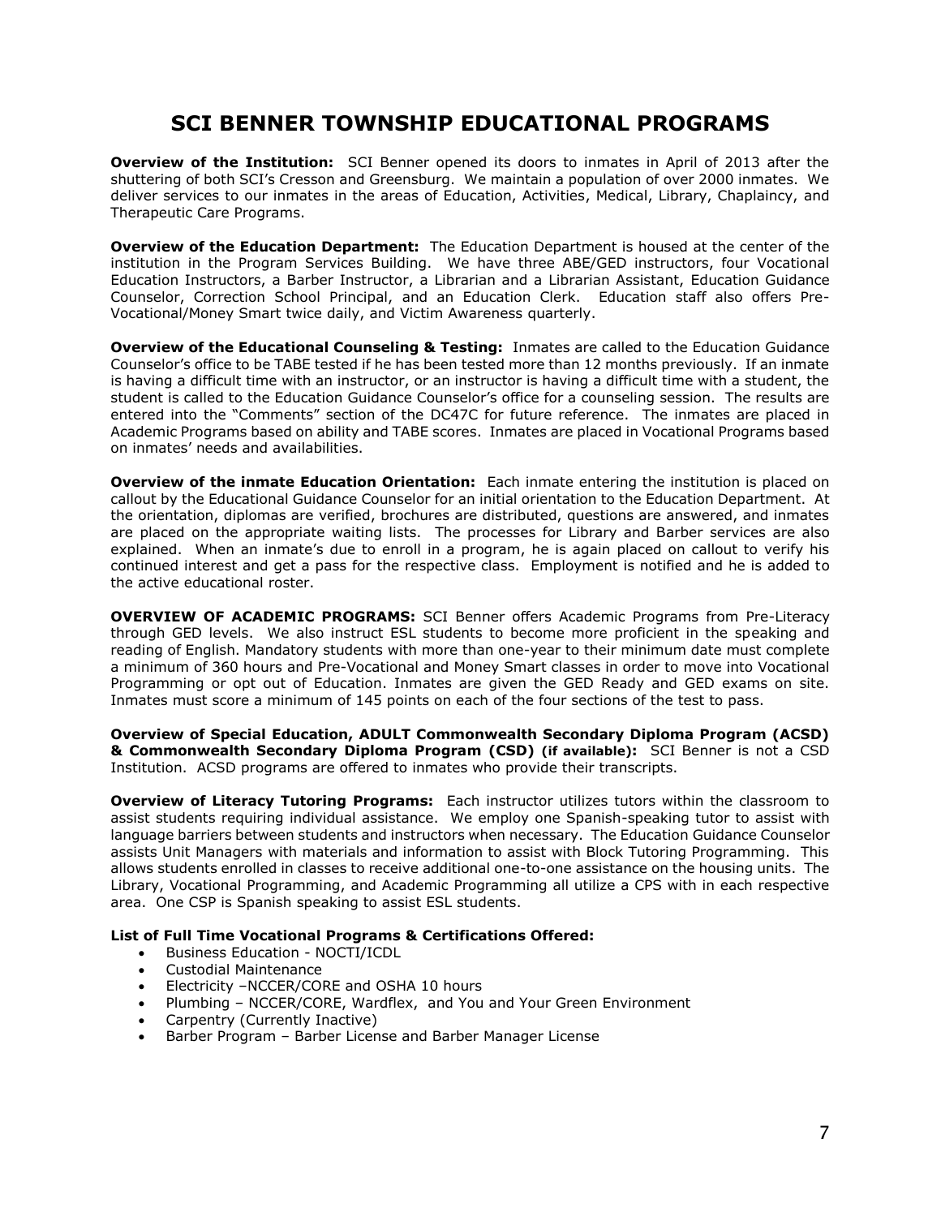# SCI BENNER TOWNSHIP EDUCATIONAL PROGRAMS

**Overview of the Institution:** SCI Benner opened its doors to inmates in April of 2013 after the shuttering of both SCI's Cresson and Greensburg. We maintain a population of over 2000 inmates. We deliver services to our inmates in the areas of Education, Activities, Medical, Library, Chaplaincy, and Therapeutic Care Programs.

**Overview of the Education Department:** The Education Department is housed at the center of the institution in the Program Services Building. We have three ABE/GED instructors, four Vocational Education Instructors, a Barber Instructor, a Librarian and a Librarian Assistant, Education Guidance Counselor, Correction School Principal, and an Education Clerk. Education staff also offers Pre-Vocational/Money Smart twice daily, and Victim Awareness quarterly.

**Overview of the Educational Counseling & Testing:** Inmates are called to the Education Guidance Counselor's office to be TABE tested if he has been tested more than 12 months previously. If an inmate is having a difficult time with an instructor, or an instructor is having a difficult time with a student, the student is called to the Education Guidance Counselor's office for a counseling session. The results are entered into the "Comments" section of the DC47C for future reference. The inmates are placed in Academic Programs based on ability and TABE scores. Inmates are placed in Vocational Programs based on inmates' needs and availabilities.

**Overview of the inmate Education Orientation:** Each inmate entering the institution is placed on callout by the Educational Guidance Counselor for an initial orientation to the Education Department. At the orientation, diplomas are verified, brochures are distributed, questions are answered, and inmates are placed on the appropriate waiting lists. The processes for Library and Barber services are also explained. When an inmate's due to enroll in a program, he is again placed on callout to verify his continued interest and get a pass for the respective class. Employment is notified and he is added to the active educational roster.

**OVERVIEW OF ACADEMIC PROGRAMS:** SCI Benner offers Academic Programs from Pre-Literacy through GED levels. We also instruct ESL students to become more proficient in the speaking and reading of English. Mandatory students with more than one-year to their minimum date must complete a minimum of 360 hours and Pre-Vocational and Money Smart classes in order to move into Vocational Programming or opt out of Education. Inmates are given the GED Ready and GED exams on site. Inmates must score a minimum of 145 points on each of the four sections of the test to pass.

**Overview of Special Education, ADULT Commonwealth Secondary Diploma Program (ACSD) & Commonwealth Secondary Diploma Program (CSD) (if available):** SCI Benner is not a CSD Institution. ACSD programs are offered to inmates who provide their transcripts.

**Overview of Literacy Tutoring Programs:** Each instructor utilizes tutors within the classroom to assist students requiring individual assistance. We employ one Spanish-speaking tutor to assist with language barriers between students and instructors when necessary. The Education Guidance Counselor assists Unit Managers with materials and information to assist with Block Tutoring Programming. This allows students enrolled in classes to receive additional one-to-one assistance on the housing units. The Library, Vocational Programming, and Academic Programming all utilize a CPS with in each respective area. One CSP is Spanish speaking to assist ESL students.

**List of Full Time Vocational Programs & Certifications Offered:**

- Business Education - NOCTI/ICDL
- Custodial Maintenance
- Electricity –NCCER/CORE and OSHA 10 hours
- Plumbing – NCCER/CORE, Wardflex, and You and Your Green Environment
- Carpentry (Currently Inactive)
- Barber Program – Barber License and Barber Manager License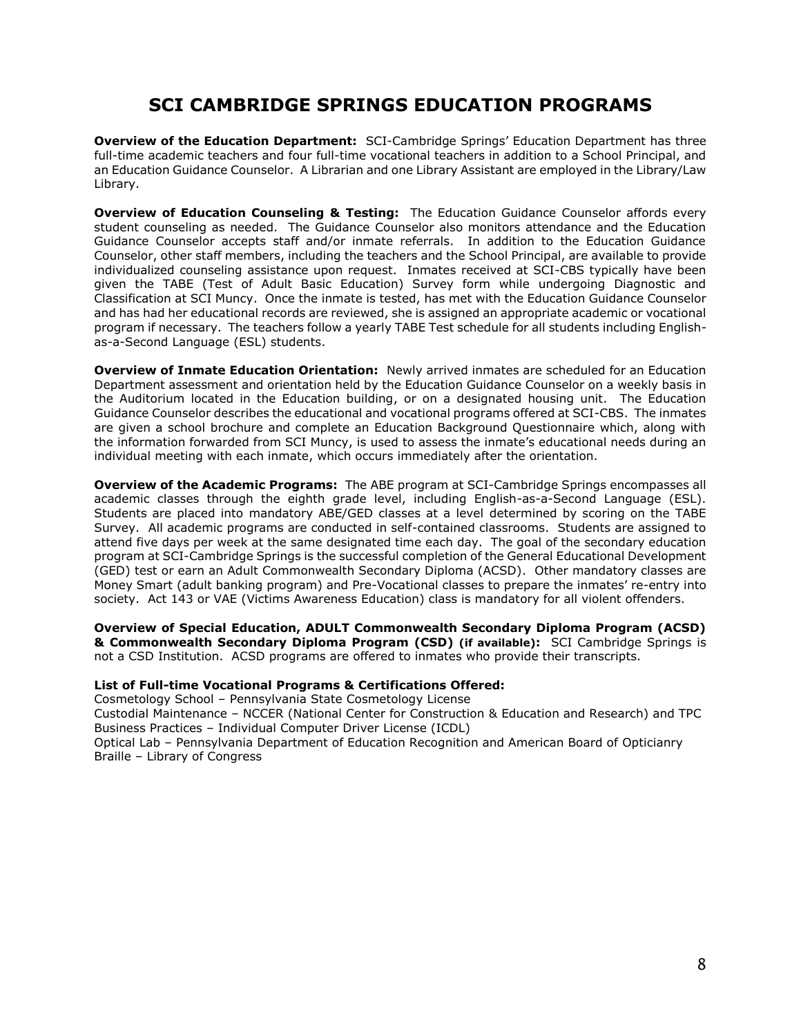# SCI CAMBRIDGE SPRINGS EDUCATION PROGRAMS

**Overview of the Education Department:** SCI-Cambridge Springs' Education Department has three full-time academic teachers and four full-time vocational teachers in addition to a School Principal, and an Education Guidance Counselor. A Librarian and one Library Assistant are employed in the Library/Law Library.

**Overview of Education Counseling & Testing:** The Education Guidance Counselor affords every student counseling as needed. The Guidance Counselor also monitors attendance and the Education Guidance Counselor accepts staff and/or inmate referrals. In addition to the Education Guidance Counselor, other staff members, including the teachers and the School Principal, are available to provide individualized counseling assistance upon request. Inmates received at SCI-CBS typically have been given the TABE (Test of Adult Basic Education) Survey form while undergoing Diagnostic and Classification at SCI Muncy. Once the inmate is tested, has met with the Education Guidance Counselor and has had her educational records are reviewed, she is assigned an appropriate academic or vocational program if necessary. The teachers follow a yearly TABE Test schedule for all students including English-as-a-Second Language (ESL) students.

**Overview of Inmate Education Orientation:** Newly arrived inmates are scheduled for an Education Department assessment and orientation held by the Education Guidance Counselor on a weekly basis in the Auditorium located in the Education building, or on a designated housing unit. The Education Guidance Counselor describes the educational and vocational programs offered at SCI-CBS. The inmates are given a school brochure and complete an Education Background Questionnaire which, along with the information forwarded from SCI Muncy, is used to assess the inmate's educational needs during an individual meeting with each inmate, which occurs immediately after the orientation.

**Overview of the Academic Programs:** The ABE program at SCI-Cambridge Springs encompasses all academic classes through the eighth grade level, including English-as-a-Second Language (ESL). Students are placed into mandatory ABE/GED classes at a level determined by scoring on the TABE Survey. All academic programs are conducted in self-contained classrooms. Students are assigned to attend five days per week at the same designated time each day. The goal of the secondary education program at SCI-Cambridge Springs is the successful completion of the General Educational Development (GED) test or earn an Adult Commonwealth Secondary Diploma (ACSD). Other mandatory classes are Money Smart (adult banking program) and Pre-Vocational classes to prepare the inmates' re-entry into society. Act 143 or VAE (Victims Awareness Education) class is mandatory for all violent offenders.

**Overview of Special Education, ADULT Commonwealth Secondary Diploma Program (ACSD) & Commonwealth Secondary Diploma Program (CSD) (if available):** SCI Cambridge Springs is not a CSD Institution. ACSD programs are offered to inmates who provide their transcripts.

**List of Full-time Vocational Programs & Certifications Offered:**

Cosmetology School – Pennsylvania State Cosmetology License
Custodial Maintenance – NCCER (National Center for Construction & Education and Research) and TPC
Business Practices – Individual Computer Driver License (ICDL)
Optical Lab – Pennsylvania Department of Education Recognition and American Board of Opticianry
Braille – Library of Congress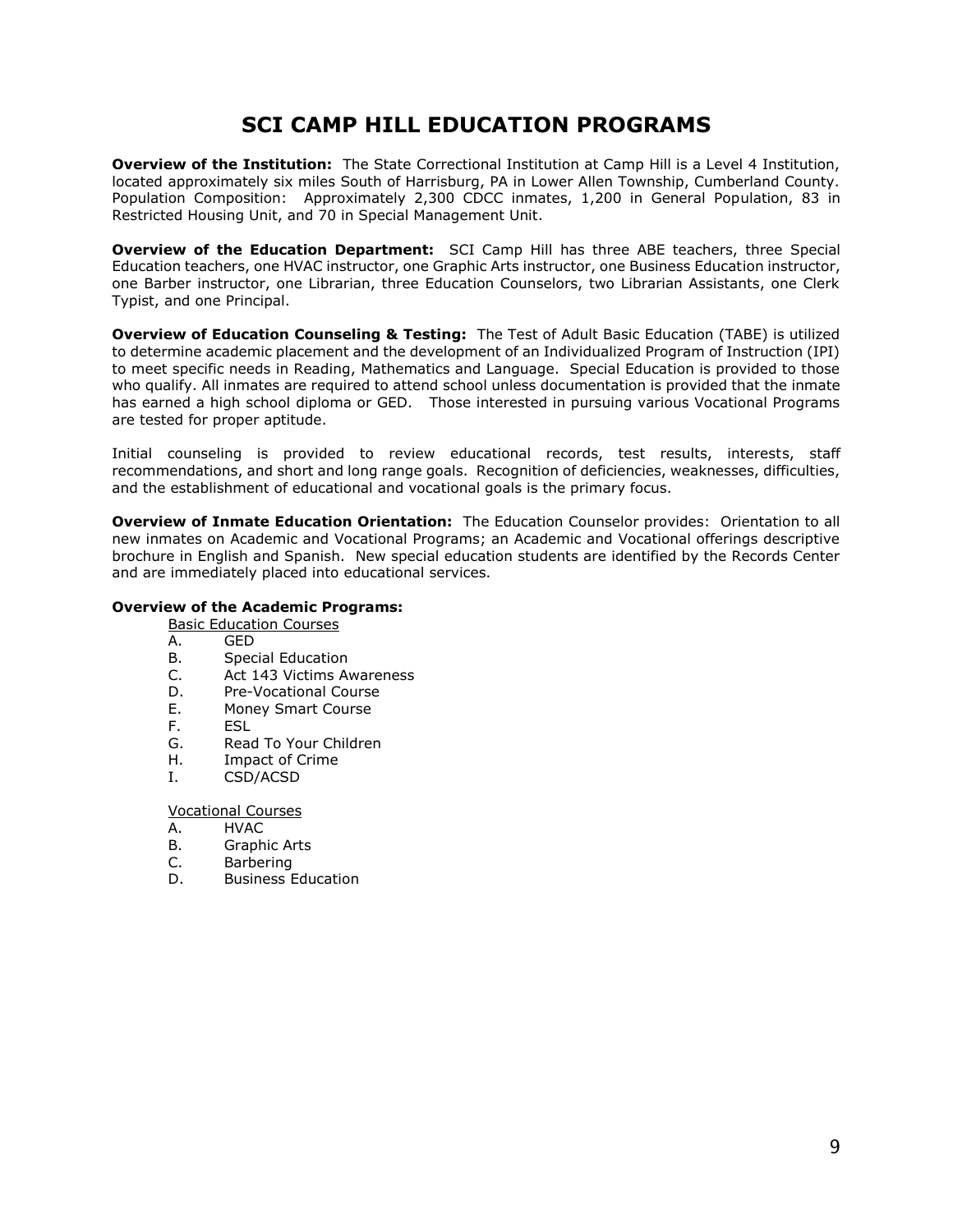# SCI CAMP HILL EDUCATION PROGRAMS

**Overview of the Institution:** The State Correctional Institution at Camp Hill is a Level 4 Institution, located approximately six miles South of Harrisburg, PA in Lower Allen Township, Cumberland County. Population Composition: Approximately 2,300 CDCC inmates, 1,200 in General Population, 83 in Restricted Housing Unit, and 70 in Special Management Unit.

**Overview of the Education Department:** SCI Camp Hill has three ABE teachers, three Special Education teachers, one HVAC instructor, one Graphic Arts instructor, one Business Education instructor, one Barber instructor, one Librarian, three Education Counselors, two Librarian Assistants, one Clerk Typist, and one Principal.

**Overview of Education Counseling & Testing:** The Test of Adult Basic Education (TABE) is utilized to determine academic placement and the development of an Individualized Program of Instruction (IPI) to meet specific needs in Reading, Mathematics and Language. Special Education is provided to those who qualify. All inmates are required to attend school unless documentation is provided that the inmate has earned a high school diploma or GED. Those interested in pursuing various Vocational Programs are tested for proper aptitude.

Initial counseling is provided to review educational records, test results, interests, staff recommendations, and short and long range goals. Recognition of deficiencies, weaknesses, difficulties, and the establishment of educational and vocational goals is the primary focus.

**Overview of Inmate Education Orientation:** The Education Counselor provides: Orientation to all new inmates on Academic and Vocational Programs; an Academic and Vocational offerings descriptive brochure in English and Spanish. New special education students are identified by the Records Center and are immediately placed into educational services.

**Overview of the Academic Programs:**

Basic Education Courses

A. GED
B. Special Education
C. Act 143 Victims Awareness
D. Pre-Vocational Course
E. Money Smart Course
F. ESL
G. Read To Your Children
H. Impact of Crime
I. CSD/ACSD

Vocational Courses

A. HVAC
B. Graphic Arts
C. Barbering
D. Business Education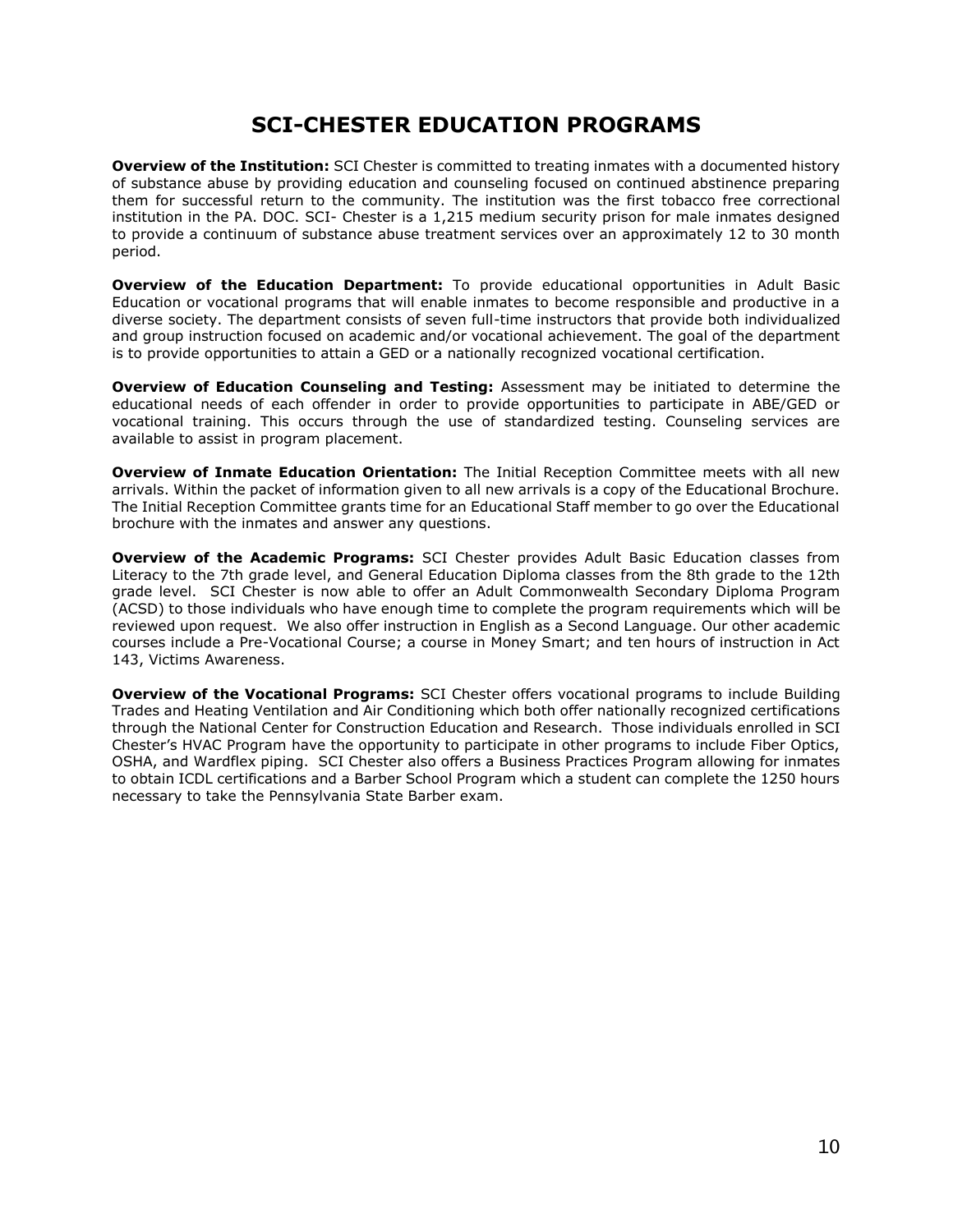# SCI-CHESTER EDUCATION PROGRAMS

**Overview of the Institution:** SCI Chester is committed to treating inmates with a documented history of substance abuse by providing education and counseling focused on continued abstinence preparing them for successful return to the community. The institution was the first tobacco free correctional institution in the PA. DOC. SCI- Chester is a 1,215 medium security prison for male inmates designed to provide a continuum of substance abuse treatment services over an approximately 12 to 30 month period.

**Overview of the Education Department:** To provide educational opportunities in Adult Basic Education or vocational programs that will enable inmates to become responsible and productive in a diverse society. The department consists of seven full-time instructors that provide both individualized and group instruction focused on academic and/or vocational achievement. The goal of the department is to provide opportunities to attain a GED or a nationally recognized vocational certification.

**Overview of Education Counseling and Testing:** Assessment may be initiated to determine the educational needs of each offender in order to provide opportunities to participate in ABE/GED or vocational training. This occurs through the use of standardized testing. Counseling services are available to assist in program placement.

**Overview of Inmate Education Orientation:** The Initial Reception Committee meets with all new arrivals. Within the packet of information given to all new arrivals is a copy of the Educational Brochure. The Initial Reception Committee grants time for an Educational Staff member to go over the Educational brochure with the inmates and answer any questions.

**Overview of the Academic Programs:** SCI Chester provides Adult Basic Education classes from Literacy to the 7th grade level, and General Education Diploma classes from the 8th grade to the 12th grade level. SCI Chester is now able to offer an Adult Commonwealth Secondary Diploma Program (ACSD) to those individuals who have enough time to complete the program requirements which will be reviewed upon request. We also offer instruction in English as a Second Language. Our other academic courses include a Pre-Vocational Course; a course in Money Smart; and ten hours of instruction in Act 143, Victims Awareness.

**Overview of the Vocational Programs:** SCI Chester offers vocational programs to include Building Trades and Heating Ventilation and Air Conditioning which both offer nationally recognized certifications through the National Center for Construction Education and Research. Those individuals enrolled in SCI Chester's HVAC Program have the opportunity to participate in other programs to include Fiber Optics, OSHA, and Wardflex piping. SCI Chester also offers a Business Practices Program allowing for inmates to obtain ICDL certifications and a Barber School Program which a student can complete the 1250 hours necessary to take the Pennsylvania State Barber exam.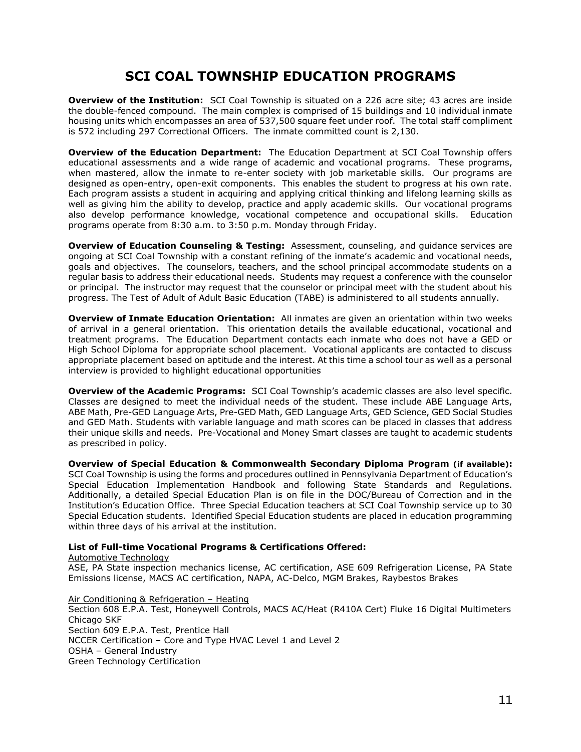# SCI COAL TOWNSHIP EDUCATION PROGRAMS

**Overview of the Institution:** SCI Coal Township is situated on a 226 acre site; 43 acres are inside the double-fenced compound. The main complex is comprised of 15 buildings and 10 individual inmate housing units which encompasses an area of 537,500 square feet under roof. The total staff compliment is 572 including 297 Correctional Officers. The inmate committed count is 2,130.

**Overview of the Education Department:** The Education Department at SCI Coal Township offers educational assessments and a wide range of academic and vocational programs. These programs, when mastered, allow the inmate to re-enter society with job marketable skills. Our programs are designed as open-entry, open-exit components. This enables the student to progress at his own rate. Each program assists a student in acquiring and applying critical thinking and lifelong learning skills as well as giving him the ability to develop, practice and apply academic skills. Our vocational programs also develop performance knowledge, vocational competence and occupational skills. Education programs operate from 8:30 a.m. to 3:50 p.m. Monday through Friday.

**Overview of Education Counseling & Testing:** Assessment, counseling, and guidance services are ongoing at SCI Coal Township with a constant refining of the inmate's academic and vocational needs, goals and objectives. The counselors, teachers, and the school principal accommodate students on a regular basis to address their educational needs. Students may request a conference with the counselor or principal. The instructor may request that the counselor or principal meet with the student about his progress. The Test of Adult of Adult Basic Education (TABE) is administered to all students annually.

**Overview of Inmate Education Orientation:** All inmates are given an orientation within two weeks of arrival in a general orientation. This orientation details the available educational, vocational and treatment programs. The Education Department contacts each inmate who does not have a GED or High School Diploma for appropriate school placement. Vocational applicants are contacted to discuss appropriate placement based on aptitude and the interest. At this time a school tour as well as a personal interview is provided to highlight educational opportunities

**Overview of the Academic Programs:** SCI Coal Township's academic classes are also level specific. Classes are designed to meet the individual needs of the student. These include ABE Language Arts, ABE Math, Pre-GED Language Arts, Pre-GED Math, GED Language Arts, GED Science, GED Social Studies and GED Math. Students with variable language and math scores can be placed in classes that address their unique skills and needs. Pre-Vocational and Money Smart classes are taught to academic students as prescribed in policy.

**Overview of Special Education & Commonwealth Secondary Diploma Program (if available):** SCI Coal Township is using the forms and procedures outlined in Pennsylvania Department of Education's Special Education Implementation Handbook and following State Standards and Regulations. Additionally, a detailed Special Education Plan is on file in the DOC/Bureau of Correction and in the Institution's Education Office. Three Special Education teachers at SCI Coal Township service up to 30 Special Education students. Identified Special Education students are placed in education programming within three days of his arrival at the institution.

**List of Full-time Vocational Programs & Certifications Offered:**

Automotive Technology

ASE, PA State inspection mechanics license, AC certification, ASE 609 Refrigeration License, PA State Emissions license, MACS AC certification, NAPA, AC-Delco, MGM Brakes, Raybestos Brakes

Air Conditioning & Refrigeration – Heating

Section 608 E.P.A. Test, Honeywell Controls, MACS AC/Heat (R410A Cert) Fluke 16 Digital Multimeters Chicago SKF
Section 609 E.P.A. Test, Prentice Hall
NCCER Certification – Core and Type HVAC Level 1 and Level 2
OSHA – General Industry
Green Technology Certification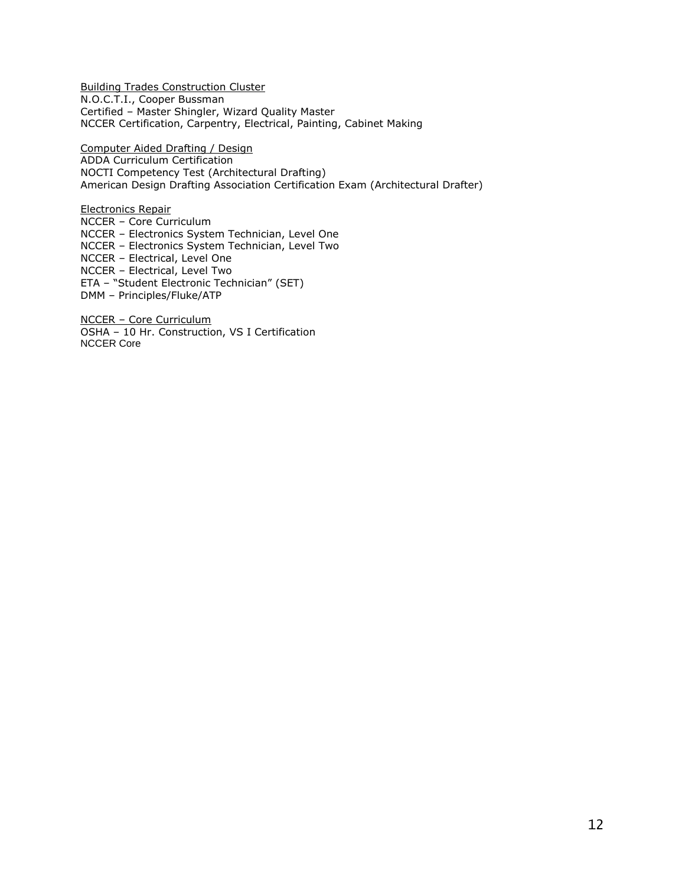Building Trades Construction Cluster
N.O.C.T.I., Cooper Bussman
Certified – Master Shingler, Wizard Quality Master
NCCER Certification, Carpentry, Electrical, Painting, Cabinet Making

Computer Aided Drafting / Design
ADDA Curriculum Certification
NOCTI Competency Test (Architectural Drafting)
American Design Drafting Association Certification Exam (Architectural Drafter)

Electronics Repair
NCCER – Core Curriculum
NCCER – Electronics System Technician, Level One
NCCER – Electronics System Technician, Level Two
NCCER – Electrical, Level One
NCCER – Electrical, Level Two
ETA – "Student Electronic Technician" (SET)
DMM – Principles/Fluke/ATP

NCCER – Core Curriculum
OSHA – 10 Hr. Construction, VS I Certification
NCCER Core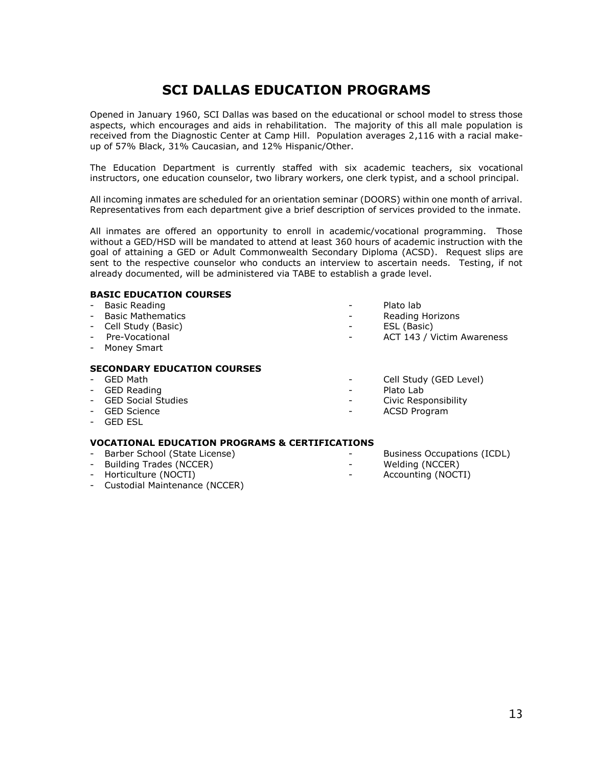# SCI DALLAS EDUCATION PROGRAMS

Opened in January 1960, SCI Dallas was based on the educational or school model to stress those aspects, which encourages and aids in rehabilitation. The majority of this all male population is received from the Diagnostic Center at Camp Hill. Population averages 2,116 with a racial make-up of 57% Black, 31% Caucasian, and 12% Hispanic/Other.

The Education Department is currently staffed with six academic teachers, six vocational instructors, one education counselor, two library workers, one clerk typist, and a school principal.

All incoming inmates are scheduled for an orientation seminar (DOORS) within one month of arrival. Representatives from each department give a brief description of services provided to the inmate.

All inmates are offered an opportunity to enroll in academic/vocational programming. Those without a GED/HSD will be mandated to attend at least 360 hours of academic instruction with the goal of attaining a GED or Adult Commonwealth Secondary Diploma (ACSD). Request slips are sent to the respective counselor who conducts an interview to ascertain needs. Testing, if not already documented, will be administered via TABE to establish a grade level.

**BASIC EDUCATION COURSES**

- Basic Reading
- Basic Mathematics
- Cell Study (Basic)
- Pre-Vocational
- Money Smart
- Plato lab
- Reading Horizons
- ESL (Basic)
- ACT 143 / Victim Awareness

**SECONDARY EDUCATION COURSES**

- GED Math
- GED Reading
- GED Social Studies
- GED Science
- GED ESL
- Cell Study (GED Level)
- Plato Lab
- Civic Responsibility
- ACSD Program

**VOCATIONAL EDUCATION PROGRAMS & CERTIFICATIONS**

- Barber School (State License)
- Building Trades (NCCER)
- Horticulture (NOCTI)
- Custodial Maintenance (NCCER)
- Business Occupations (ICDL)
- Welding (NCCER)
- Accounting (NOCTI)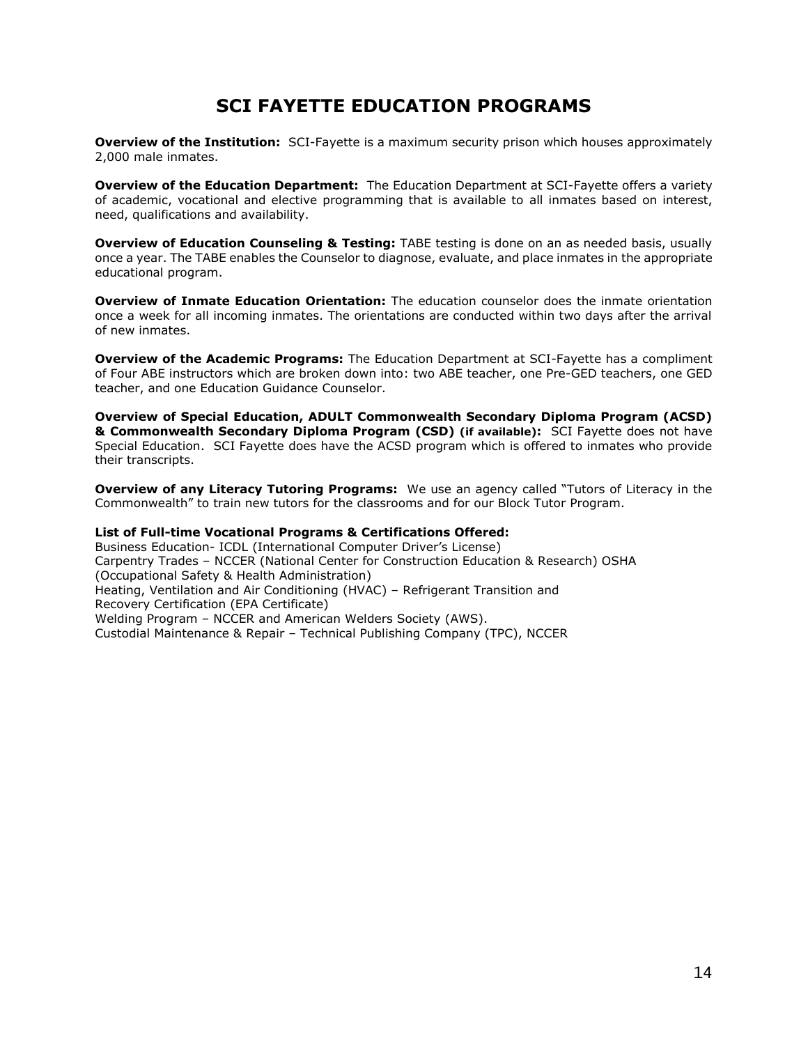# SCI FAYETTE EDUCATION PROGRAMS

**Overview of the Institution:** SCI-Fayette is a maximum security prison which houses approximately 2,000 male inmates.

**Overview of the Education Department:** The Education Department at SCI-Fayette offers a variety of academic, vocational and elective programming that is available to all inmates based on interest, need, qualifications and availability.

**Overview of Education Counseling & Testing:** TABE testing is done on an as needed basis, usually once a year. The TABE enables the Counselor to diagnose, evaluate, and place inmates in the appropriate educational program.

**Overview of Inmate Education Orientation:** The education counselor does the inmate orientation once a week for all incoming inmates. The orientations are conducted within two days after the arrival of new inmates.

**Overview of the Academic Programs:** The Education Department at SCI-Fayette has a compliment of Four ABE instructors which are broken down into: two ABE teacher, one Pre-GED teachers, one GED teacher, and one Education Guidance Counselor.

**Overview of Special Education, ADULT Commonwealth Secondary Diploma Program (ACSD) & Commonwealth Secondary Diploma Program (CSD) (if available):** SCI Fayette does not have Special Education. SCI Fayette does have the ACSD program which is offered to inmates who provide their transcripts.

**Overview of any Literacy Tutoring Programs:** We use an agency called "Tutors of Literacy in the Commonwealth" to train new tutors for the classrooms and for our Block Tutor Program.

**List of Full-time Vocational Programs & Certifications Offered:**

Business Education- ICDL (International Computer Driver's License)
Carpentry Trades – NCCER (National Center for Construction Education & Research) OSHA (Occupational Safety & Health Administration)
Heating, Ventilation and Air Conditioning (HVAC) – Refrigerant Transition and Recovery Certification (EPA Certificate)
Welding Program – NCCER and American Welders Society (AWS).
Custodial Maintenance & Repair – Technical Publishing Company (TPC), NCCER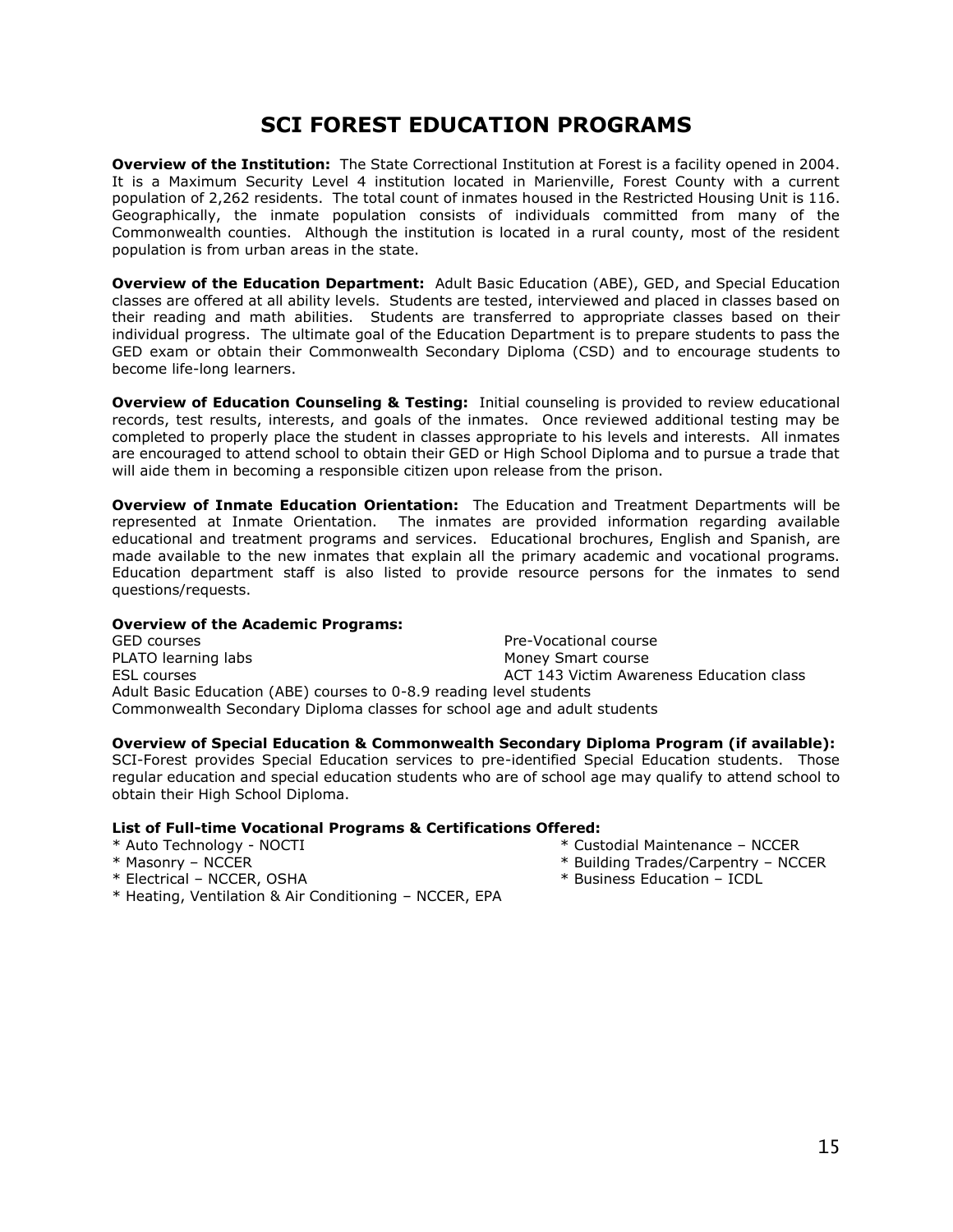# SCI FOREST EDUCATION PROGRAMS

**Overview of the Institution:** The State Correctional Institution at Forest is a facility opened in 2004. It is a Maximum Security Level 4 institution located in Marienville, Forest County with a current population of 2,262 residents. The total count of inmates housed in the Restricted Housing Unit is 116. Geographically, the inmate population consists of individuals committed from many of the Commonwealth counties. Although the institution is located in a rural county, most of the resident population is from urban areas in the state.

**Overview of the Education Department:** Adult Basic Education (ABE), GED, and Special Education classes are offered at all ability levels. Students are tested, interviewed and placed in classes based on their reading and math abilities. Students are transferred to appropriate classes based on their individual progress. The ultimate goal of the Education Department is to prepare students to pass the GED exam or obtain their Commonwealth Secondary Diploma (CSD) and to encourage students to become life-long learners.

**Overview of Education Counseling & Testing:** Initial counseling is provided to review educational records, test results, interests, and goals of the inmates. Once reviewed additional testing may be completed to properly place the student in classes appropriate to his levels and interests. All inmates are encouraged to attend school to obtain their GED or High School Diploma and to pursue a trade that will aide them in becoming a responsible citizen upon release from the prison.

**Overview of Inmate Education Orientation:** The Education and Treatment Departments will be represented at Inmate Orientation. The inmates are provided information regarding available educational and treatment programs and services. Educational brochures, English and Spanish, are made available to the new inmates that explain all the primary academic and vocational programs. Education department staff is also listed to provide resource persons for the inmates to send questions/requests.

**Overview of the Academic Programs:**

GED courses
PLATO learning labs
ESL courses
Pre-Vocational course
Money Smart course
ACT 143 Victim Awareness Education class
Adult Basic Education (ABE) courses to 0-8.9 reading level students
Commonwealth Secondary Diploma classes for school age and adult students

**Overview of Special Education & Commonwealth Secondary Diploma Program (if available):**
SCI-Forest provides Special Education services to pre-identified Special Education students. Those regular education and special education students who are of school age may qualify to attend school to obtain their High School Diploma.

**List of Full-time Vocational Programs & Certifications Offered:**

* Auto Technology - NOCTI
* Masonry – NCCER
* Electrical – NCCER, OSHA
* Heating, Ventilation & Air Conditioning – NCCER, EPA
* Custodial Maintenance – NCCER
* Building Trades/Carpentry – NCCER
* Business Education – ICDL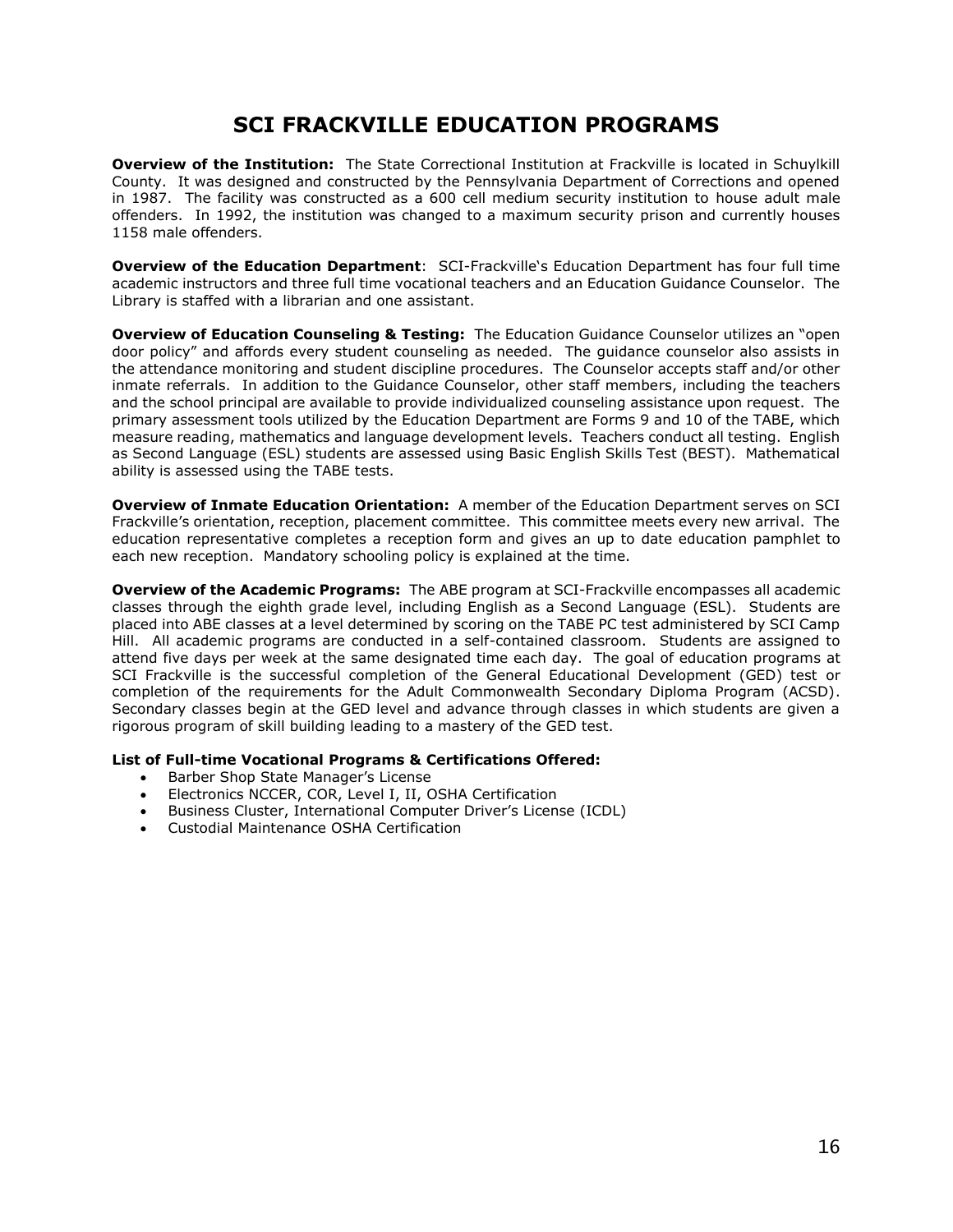# SCI FRACKVILLE EDUCATION PROGRAMS

**Overview of the Institution:** The State Correctional Institution at Frackville is located in Schuylkill County. It was designed and constructed by the Pennsylvania Department of Corrections and opened in 1987. The facility was constructed as a 600 cell medium security institution to house adult male offenders. In 1992, the institution was changed to a maximum security prison and currently houses 1158 male offenders.

**Overview of the Education Department**: SCI-Frackville's Education Department has four full time academic instructors and three full time vocational teachers and an Education Guidance Counselor. The Library is staffed with a librarian and one assistant.

**Overview of Education Counseling & Testing:** The Education Guidance Counselor utilizes an "open door policy" and affords every student counseling as needed. The guidance counselor also assists in the attendance monitoring and student discipline procedures. The Counselor accepts staff and/or other inmate referrals. In addition to the Guidance Counselor, other staff members, including the teachers and the school principal are available to provide individualized counseling assistance upon request. The primary assessment tools utilized by the Education Department are Forms 9 and 10 of the TABE, which measure reading, mathematics and language development levels. Teachers conduct all testing. English as Second Language (ESL) students are assessed using Basic English Skills Test (BEST). Mathematical ability is assessed using the TABE tests.

**Overview of Inmate Education Orientation:** A member of the Education Department serves on SCI Frackville's orientation, reception, placement committee. This committee meets every new arrival. The education representative completes a reception form and gives an up to date education pamphlet to each new reception. Mandatory schooling policy is explained at the time.

**Overview of the Academic Programs:** The ABE program at SCI-Frackville encompasses all academic classes through the eighth grade level, including English as a Second Language (ESL). Students are placed into ABE classes at a level determined by scoring on the TABE PC test administered by SCI Camp Hill. All academic programs are conducted in a self-contained classroom. Students are assigned to attend five days per week at the same designated time each day. The goal of education programs at SCI Frackville is the successful completion of the General Educational Development (GED) test or completion of the requirements for the Adult Commonwealth Secondary Diploma Program (ACSD). Secondary classes begin at the GED level and advance through classes in which students are given a rigorous program of skill building leading to a mastery of the GED test.

**List of Full-time Vocational Programs & Certifications Offered:**

- Barber Shop State Manager's License
- Electronics NCCER, COR, Level I, II, OSHA Certification
- Business Cluster, International Computer Driver's License (ICDL)
- Custodial Maintenance OSHA Certification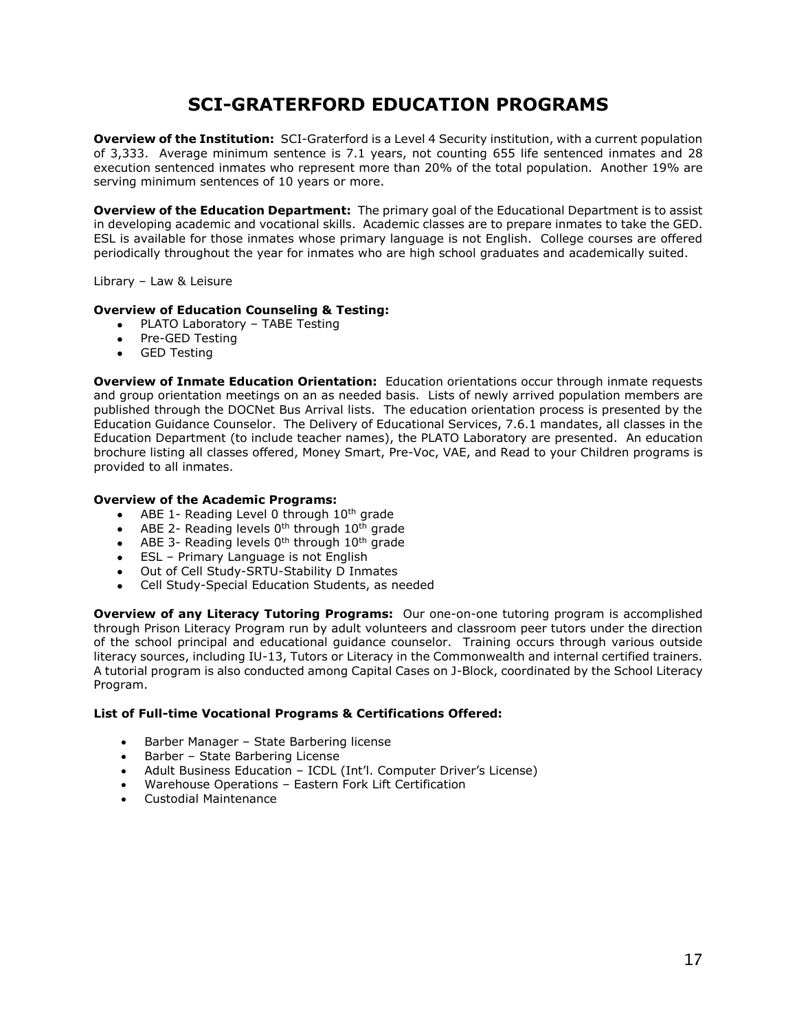# SCI-GRATERFORD EDUCATION PROGRAMS

**Overview of the Institution:** SCI-Graterford is a Level 4 Security institution, with a current population of 3,333. Average minimum sentence is 7.1 years, not counting 655 life sentenced inmates and 28 execution sentenced inmates who represent more than 20% of the total population. Another 19% are serving minimum sentences of 10 years or more.

**Overview of the Education Department:** The primary goal of the Educational Department is to assist in developing academic and vocational skills. Academic classes are to prepare inmates to take the GED. ESL is available for those inmates whose primary language is not English. College courses are offered periodically throughout the year for inmates who are high school graduates and academically suited.

Library – Law & Leisure

**Overview of Education Counseling & Testing:**

- PLATO Laboratory – TABE Testing
- Pre-GED Testing
- GED Testing

**Overview of Inmate Education Orientation:** Education orientations occur through inmate requests and group orientation meetings on an as needed basis. Lists of newly arrived population members are published through the DOCNet Bus Arrival lists. The education orientation process is presented by the Education Guidance Counselor. The Delivery of Educational Services, 7.6.1 mandates, all classes in the Education Department (to include teacher names), the PLATO Laboratory are presented. An education brochure listing all classes offered, Money Smart, Pre-Voc, VAE, and Read to your Children programs is provided to all inmates.

**Overview of the Academic Programs:**

- ABE 1- Reading Level 0 through 10th grade
- ABE 2- Reading levels 0th through 10th grade
- ABE 3- Reading levels 0th through 10th grade
- ESL – Primary Language is not English
- Out of Cell Study-SRTU-Stability D Inmates
- Cell Study-Special Education Students, as needed

**Overview of any Literacy Tutoring Programs:** Our one-on-one tutoring program is accomplished through Prison Literacy Program run by adult volunteers and classroom peer tutors under the direction of the school principal and educational guidance counselor. Training occurs through various outside literacy sources, including IU-13, Tutors or Literacy in the Commonwealth and internal certified trainers. A tutorial program is also conducted among Capital Cases on J-Block, coordinated by the School Literacy Program.

**List of Full-time Vocational Programs & Certifications Offered:**

- Barber Manager – State Barbering license
- Barber – State Barbering License
- Adult Business Education – ICDL (Int'l. Computer Driver's License)
- Warehouse Operations – Eastern Fork Lift Certification
- Custodial Maintenance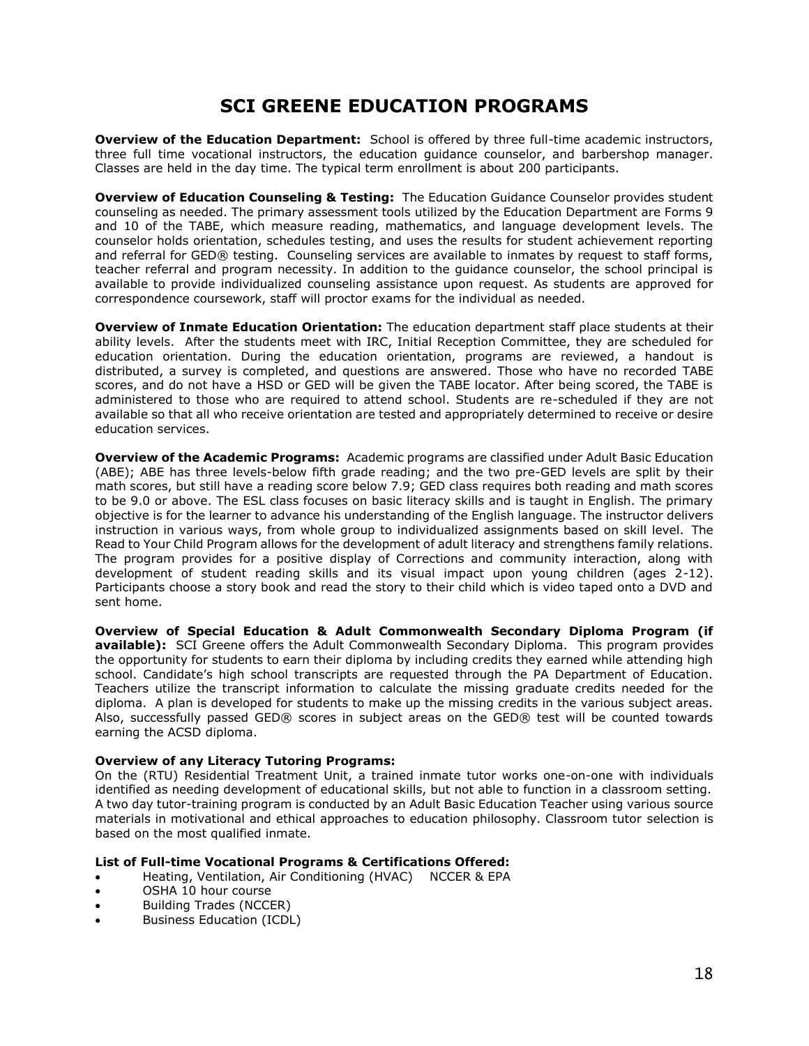# SCI GREENE EDUCATION PROGRAMS

**Overview of the Education Department:** School is offered by three full-time academic instructors, three full time vocational instructors, the education guidance counselor, and barbershop manager. Classes are held in the day time. The typical term enrollment is about 200 participants.

**Overview of Education Counseling & Testing:** The Education Guidance Counselor provides student counseling as needed. The primary assessment tools utilized by the Education Department are Forms 9 and 10 of the TABE, which measure reading, mathematics, and language development levels. The counselor holds orientation, schedules testing, and uses the results for student achievement reporting and referral for GED® testing. Counseling services are available to inmates by request to staff forms, teacher referral and program necessity. In addition to the guidance counselor, the school principal is available to provide individualized counseling assistance upon request. As students are approved for correspondence coursework, staff will proctor exams for the individual as needed.

**Overview of Inmate Education Orientation:** The education department staff place students at their ability levels. After the students meet with IRC, Initial Reception Committee, they are scheduled for education orientation. During the education orientation, programs are reviewed, a handout is distributed, a survey is completed, and questions are answered. Those who have no recorded TABE scores, and do not have a HSD or GED will be given the TABE locator. After being scored, the TABE is administered to those who are required to attend school. Students are re-scheduled if they are not available so that all who receive orientation are tested and appropriately determined to receive or desire education services.

**Overview of the Academic Programs:** Academic programs are classified under Adult Basic Education (ABE); ABE has three levels-below fifth grade reading; and the two pre-GED levels are split by their math scores, but still have a reading score below 7.9; GED class requires both reading and math scores to be 9.0 or above. The ESL class focuses on basic literacy skills and is taught in English. The primary objective is for the learner to advance his understanding of the English language. The instructor delivers instruction in various ways, from whole group to individualized assignments based on skill level. The Read to Your Child Program allows for the development of adult literacy and strengthens family relations. The program provides for a positive display of Corrections and community interaction, along with development of student reading skills and its visual impact upon young children (ages 2-12). Participants choose a story book and read the story to their child which is video taped onto a DVD and sent home.

**Overview of Special Education & Adult Commonwealth Secondary Diploma Program (if available):** SCI Greene offers the Adult Commonwealth Secondary Diploma. This program provides the opportunity for students to earn their diploma by including credits they earned while attending high school. Candidate's high school transcripts are requested through the PA Department of Education. Teachers utilize the transcript information to calculate the missing graduate credits needed for the diploma. A plan is developed for students to make up the missing credits in the various subject areas. Also, successfully passed GED® scores in subject areas on the GED® test will be counted towards earning the ACSD diploma.

**Overview of any Literacy Tutoring Programs:**
On the (RTU) Residential Treatment Unit, a trained inmate tutor works one-on-one with individuals identified as needing development of educational skills, but not able to function in a classroom setting. A two day tutor-training program is conducted by an Adult Basic Education Teacher using various source materials in motivational and ethical approaches to education philosophy. Classroom tutor selection is based on the most qualified inmate.

**List of Full-time Vocational Programs & Certifications Offered:**

- Heating, Ventilation, Air Conditioning (HVAC) NCCER & EPA
- OSHA 10 hour course
- Building Trades (NCCER)
- Business Education (ICDL)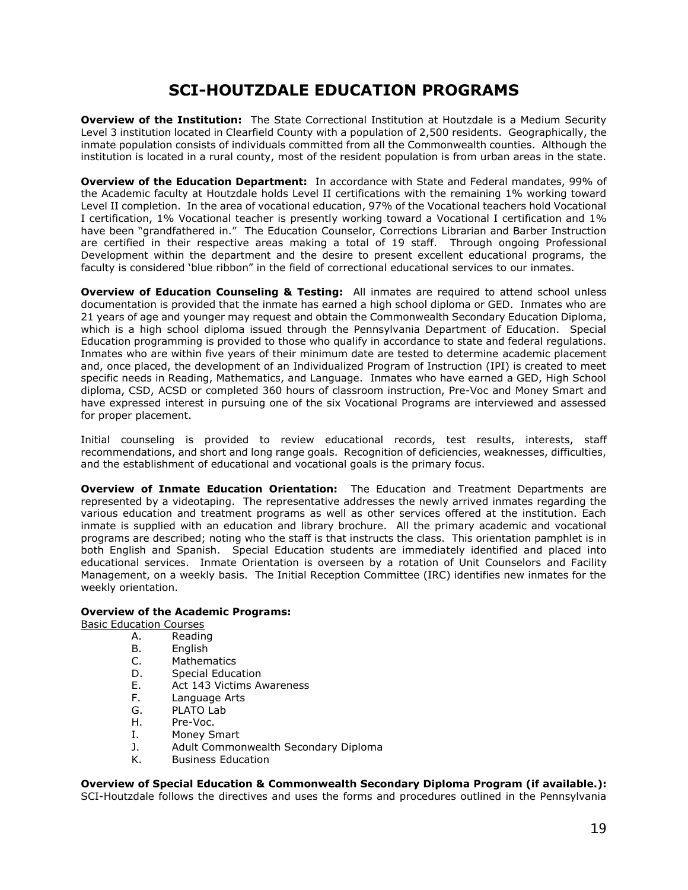# SCI-HOUTZDALE EDUCATION PROGRAMS

**Overview of the Institution:** The State Correctional Institution at Houtzdale is a Medium Security Level 3 institution located in Clearfield County with a population of 2,500 residents. Geographically, the inmate population consists of individuals committed from all the Commonwealth counties. Although the institution is located in a rural county, most of the resident population is from urban areas in the state.

**Overview of the Education Department:** In accordance with State and Federal mandates, 99% of the Academic faculty at Houtzdale holds Level II certifications with the remaining 1% working toward Level II completion. In the area of vocational education, 97% of the Vocational teachers hold Vocational I certification, 1% Vocational teacher is presently working toward a Vocational I certification and 1% have been "grandfathered in." The Education Counselor, Corrections Librarian and Barber Instruction are certified in their respective areas making a total of 19 staff. Through ongoing Professional Development within the department and the desire to present excellent educational programs, the faculty is considered 'blue ribbon" in the field of correctional educational services to our inmates.

**Overview of Education Counseling & Testing:** All inmates are required to attend school unless documentation is provided that the inmate has earned a high school diploma or GED. Inmates who are 21 years of age and younger may request and obtain the Commonwealth Secondary Education Diploma, which is a high school diploma issued through the Pennsylvania Department of Education. Special Education programming is provided to those who qualify in accordance to state and federal regulations. Inmates who are within five years of their minimum date are tested to determine academic placement and, once placed, the development of an Individualized Program of Instruction (IPI) is created to meet specific needs in Reading, Mathematics, and Language. Inmates who have earned a GED, High School diploma, CSD, ACSD or completed 360 hours of classroom instruction, Pre-Voc and Money Smart and have expressed interest in pursuing one of the six Vocational Programs are interviewed and assessed for proper placement.

Initial counseling is provided to review educational records, test results, interests, staff recommendations, and short and long range goals. Recognition of deficiencies, weaknesses, difficulties, and the establishment of educational and vocational goals is the primary focus.

**Overview of Inmate Education Orientation:** The Education and Treatment Departments are represented by a videotaping. The representative addresses the newly arrived inmates regarding the various education and treatment programs as well as other services offered at the institution. Each inmate is supplied with an education and library brochure. All the primary academic and vocational programs are described; noting who the staff is that instructs the class. This orientation pamphlet is in both English and Spanish. Special Education students are immediately identified and placed into educational services. Inmate Orientation is overseen by a rotation of Unit Counselors and Facility Management, on a weekly basis. The Initial Reception Committee (IRC) identifies new inmates for the weekly orientation.

**Overview of the Academic Programs:**

Basic Education Courses

- A. Reading
- B. English
- C. Mathematics
- D. Special Education
- E. Act 143 Victims Awareness
- F. Language Arts
- G. PLATO Lab
- H. Pre-Voc.
- I. Money Smart
- J. Adult Commonwealth Secondary Diploma
- K. Business Education

**Overview of Special Education & Commonwealth Secondary Diploma Program (if available.):**
SCI-Houtzdale follows the directives and uses the forms and procedures outlined in the Pennsylvania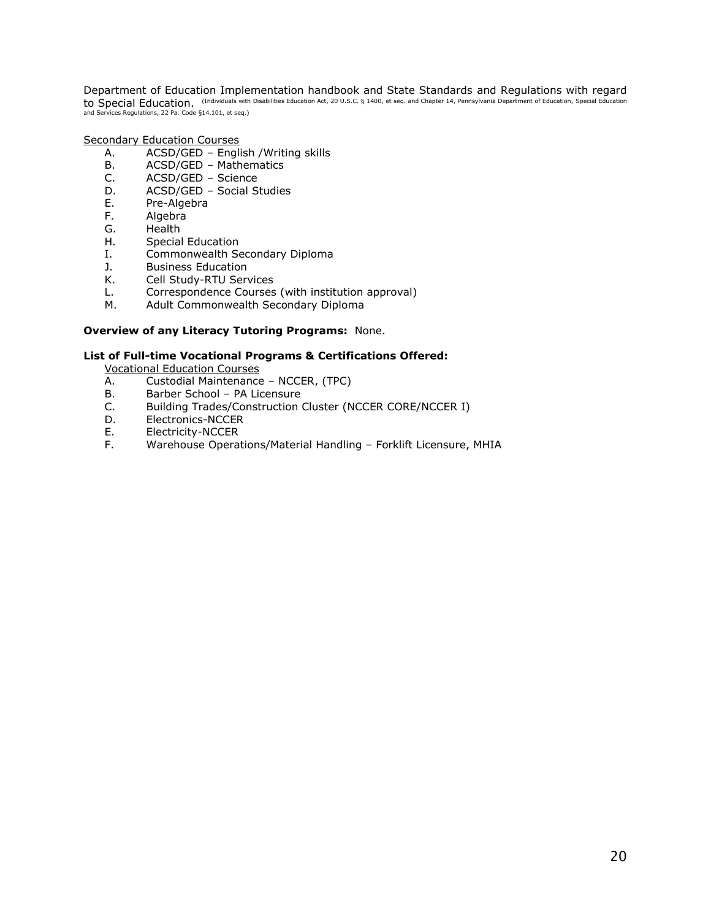Department of Education Implementation handbook and State Standards and Regulations with regard to Special Education. (Individuals with Disabilities Education Act, 20 U.S.C. § 1400, et seq. and Chapter 14, Pennsylvania Department of Education, Special Education and Services Regulations, 22 Pa. Code §14.101, et seq.)

<u>Secondary Education Courses</u>

A. ACSD/GED – English /Writing skills
B. ACSD/GED – Mathematics
C. ACSD/GED – Science
D. ACSD/GED – Social Studies
E. Pre-Algebra
F. Algebra
G. Health
H. Special Education
I. Commonwealth Secondary Diploma
J. Business Education
K. Cell Study-RTU Services
L. Correspondence Courses (with institution approval)
M. Adult Commonwealth Secondary Diploma

**Overview of any Literacy Tutoring Programs:** None.

**List of Full-time Vocational Programs & Certifications Offered:**

<u>Vocational Education Courses</u>

A. Custodial Maintenance – NCCER, (TPC)
B. Barber School – PA Licensure
C. Building Trades/Construction Cluster (NCCER CORE/NCCER I)
D. Electronics-NCCER
E. Electricity-NCCER
F. Warehouse Operations/Material Handling – Forklift Licensure, MHIA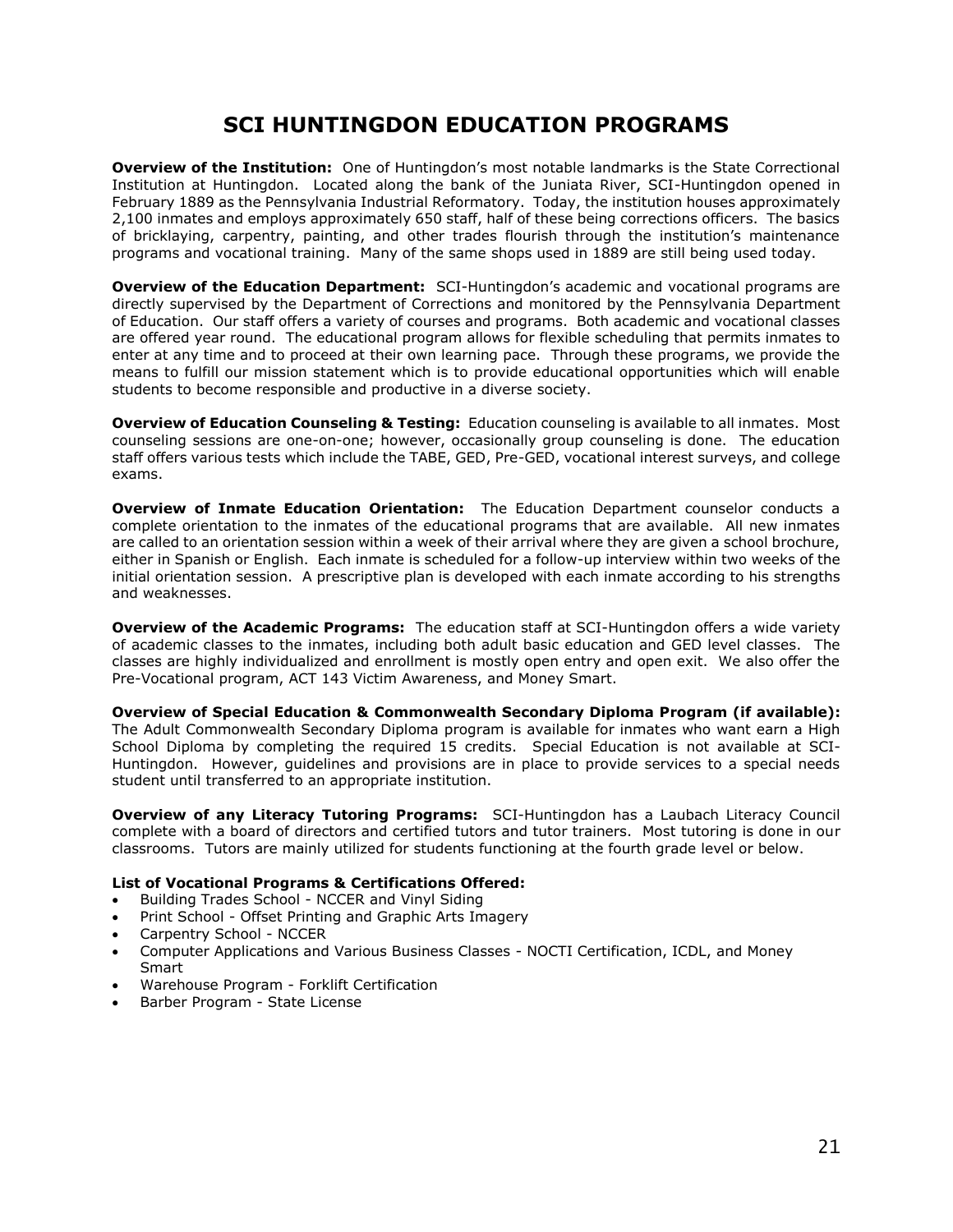# SCI HUNTINGDON EDUCATION PROGRAMS

**Overview of the Institution:** One of Huntingdon's most notable landmarks is the State Correctional Institution at Huntingdon. Located along the bank of the Juniata River, SCI-Huntingdon opened in February 1889 as the Pennsylvania Industrial Reformatory. Today, the institution houses approximately 2,100 inmates and employs approximately 650 staff, half of these being corrections officers. The basics of bricklaying, carpentry, painting, and other trades flourish through the institution's maintenance programs and vocational training. Many of the same shops used in 1889 are still being used today.

**Overview of the Education Department:** SCI-Huntingdon's academic and vocational programs are directly supervised by the Department of Corrections and monitored by the Pennsylvania Department of Education. Our staff offers a variety of courses and programs. Both academic and vocational classes are offered year round. The educational program allows for flexible scheduling that permits inmates to enter at any time and to proceed at their own learning pace. Through these programs, we provide the means to fulfill our mission statement which is to provide educational opportunities which will enable students to become responsible and productive in a diverse society.

**Overview of Education Counseling & Testing:** Education counseling is available to all inmates. Most counseling sessions are one-on-one; however, occasionally group counseling is done. The education staff offers various tests which include the TABE, GED, Pre-GED, vocational interest surveys, and college exams.

**Overview of Inmate Education Orientation:** The Education Department counselor conducts a complete orientation to the inmates of the educational programs that are available. All new inmates are called to an orientation session within a week of their arrival where they are given a school brochure, either in Spanish or English. Each inmate is scheduled for a follow-up interview within two weeks of the initial orientation session. A prescriptive plan is developed with each inmate according to his strengths and weaknesses.

**Overview of the Academic Programs:** The education staff at SCI-Huntingdon offers a wide variety of academic classes to the inmates, including both adult basic education and GED level classes. The classes are highly individualized and enrollment is mostly open entry and open exit. We also offer the Pre-Vocational program, ACT 143 Victim Awareness, and Money Smart.

**Overview of Special Education & Commonwealth Secondary Diploma Program (if available):** The Adult Commonwealth Secondary Diploma program is available for inmates who want earn a High School Diploma by completing the required 15 credits. Special Education is not available at SCI-Huntingdon. However, guidelines and provisions are in place to provide services to a special needs student until transferred to an appropriate institution.

**Overview of any Literacy Tutoring Programs:** SCI-Huntingdon has a Laubach Literacy Council complete with a board of directors and certified tutors and tutor trainers. Most tutoring is done in our classrooms. Tutors are mainly utilized for students functioning at the fourth grade level or below.

**List of Vocational Programs & Certifications Offered:**

- Building Trades School - NCCER and Vinyl Siding
- Print School - Offset Printing and Graphic Arts Imagery
- Carpentry School - NCCER
- Computer Applications and Various Business Classes - NOCTI Certification, ICDL, and Money Smart
- Warehouse Program - Forklift Certification
- Barber Program - State License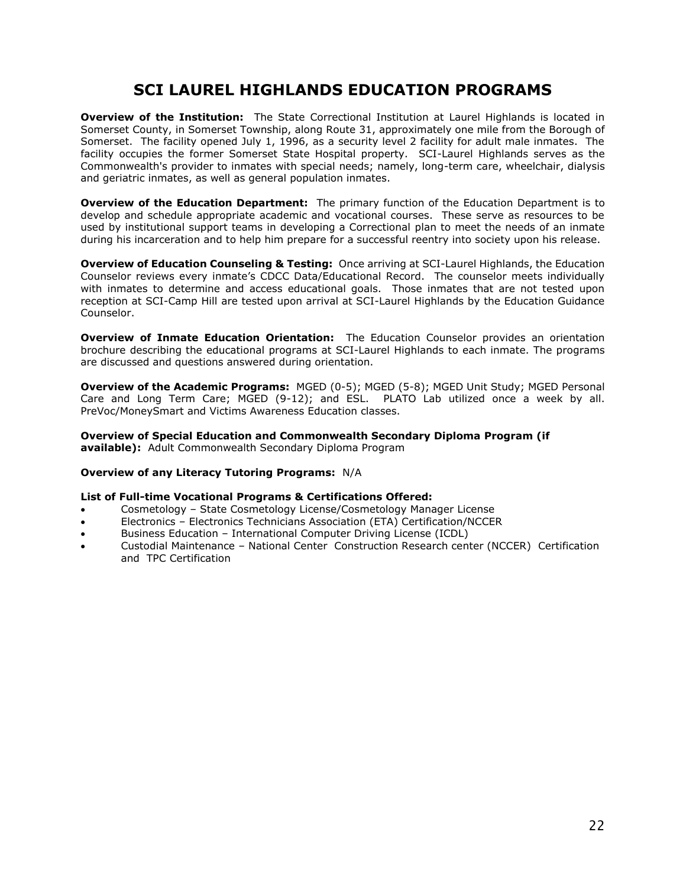# SCI LAUREL HIGHLANDS EDUCATION PROGRAMS

**Overview of the Institution:** The State Correctional Institution at Laurel Highlands is located in Somerset County, in Somerset Township, along Route 31, approximately one mile from the Borough of Somerset. The facility opened July 1, 1996, as a security level 2 facility for adult male inmates. The facility occupies the former Somerset State Hospital property. SCI-Laurel Highlands serves as the Commonwealth's provider to inmates with special needs; namely, long-term care, wheelchair, dialysis and geriatric inmates, as well as general population inmates.

**Overview of the Education Department:** The primary function of the Education Department is to develop and schedule appropriate academic and vocational courses. These serve as resources to be used by institutional support teams in developing a Correctional plan to meet the needs of an inmate during his incarceration and to help him prepare for a successful reentry into society upon his release.

**Overview of Education Counseling & Testing:** Once arriving at SCI-Laurel Highlands, the Education Counselor reviews every inmate's CDCC Data/Educational Record. The counselor meets individually with inmates to determine and access educational goals. Those inmates that are not tested upon reception at SCI-Camp Hill are tested upon arrival at SCI-Laurel Highlands by the Education Guidance Counselor.

**Overview of Inmate Education Orientation:** The Education Counselor provides an orientation brochure describing the educational programs at SCI-Laurel Highlands to each inmate. The programs are discussed and questions answered during orientation.

**Overview of the Academic Programs:** MGED (0-5); MGED (5-8); MGED Unit Study; MGED Personal Care and Long Term Care; MGED (9-12); and ESL. PLATO Lab utilized once a week by all. PreVoc/MoneySmart and Victims Awareness Education classes.

**Overview of Special Education and Commonwealth Secondary Diploma Program (if available):** Adult Commonwealth Secondary Diploma Program

**Overview of any Literacy Tutoring Programs:** N/A

**List of Full-time Vocational Programs & Certifications Offered:**

- Cosmetology – State Cosmetology License/Cosmetology Manager License
- Electronics – Electronics Technicians Association (ETA) Certification/NCCER
- Business Education – International Computer Driving License (ICDL)
- Custodial Maintenance – National Center Construction Research center (NCCER) Certification and TPC Certification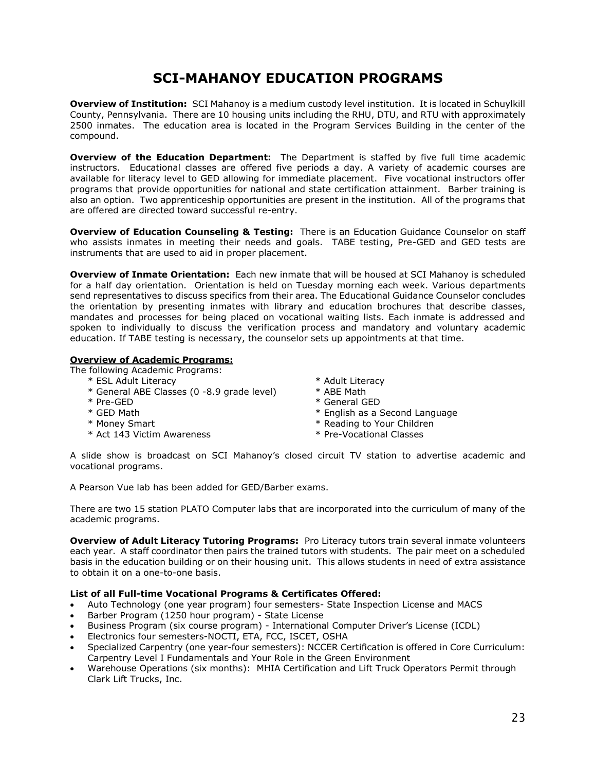# SCI-MAHANOY EDUCATION PROGRAMS

**Overview of Institution:** SCI Mahanoy is a medium custody level institution. It is located in Schuylkill County, Pennsylvania. There are 10 housing units including the RHU, DTU, and RTU with approximately 2500 inmates. The education area is located in the Program Services Building in the center of the compound.

**Overview of the Education Department:** The Department is staffed by five full time academic instructors. Educational classes are offered five periods a day. A variety of academic courses are available for literacy level to GED allowing for immediate placement. Five vocational instructors offer programs that provide opportunities for national and state certification attainment. Barber training is also an option. Two apprenticeship opportunities are present in the institution. All of the programs that are offered are directed toward successful re-entry.

**Overview of Education Counseling & Testing:** There is an Education Guidance Counselor on staff who assists inmates in meeting their needs and goals. TABE testing, Pre-GED and GED tests are instruments that are used to aid in proper placement.

**Overview of Inmate Orientation:** Each new inmate that will be housed at SCI Mahanoy is scheduled for a half day orientation. Orientation is held on Tuesday morning each week. Various departments send representatives to discuss specifics from their area. The Educational Guidance Counselor concludes the orientation by presenting inmates with library and education brochures that describe classes, mandates and processes for being placed on vocational waiting lists. Each inmate is addressed and spoken to individually to discuss the verification process and mandatory and voluntary academic education. If TABE testing is necessary, the counselor sets up appointments at that time.

**Overview of Academic Programs:**

The following Academic Programs:

* ESL Adult Literacy
* General ABE Classes (0 -8.9 grade level)
* Pre-GED
* GED Math
* Money Smart
* Act 143 Victim Awareness
* Adult Literacy
* ABE Math
* General GED
* English as a Second Language
* Reading to Your Children
* Pre-Vocational Classes

A slide show is broadcast on SCI Mahanoy's closed circuit TV station to advertise academic and vocational programs.

A Pearson Vue lab has been added for GED/Barber exams.

There are two 15 station PLATO Computer labs that are incorporated into the curriculum of many of the academic programs.

**Overview of Adult Literacy Tutoring Programs:** Pro Literacy tutors train several inmate volunteers each year. A staff coordinator then pairs the trained tutors with students. The pair meet on a scheduled basis in the education building or on their housing unit. This allows students in need of extra assistance to obtain it on a one-to-one basis.

**List of all Full-time Vocational Programs & Certificates Offered:**

- Auto Technology (one year program) four semesters- State Inspection License and MACS
- Barber Program (1250 hour program) - State License
- Business Program (six course program) - International Computer Driver's License (ICDL)
- Electronics four semesters-NOCTI, ETA, FCC, ISCET, OSHA
- Specialized Carpentry (one year-four semesters): NCCER Certification is offered in Core Curriculum: Carpentry Level I Fundamentals and Your Role in the Green Environment
- Warehouse Operations (six months): MHIA Certification and Lift Truck Operators Permit through Clark Lift Trucks, Inc.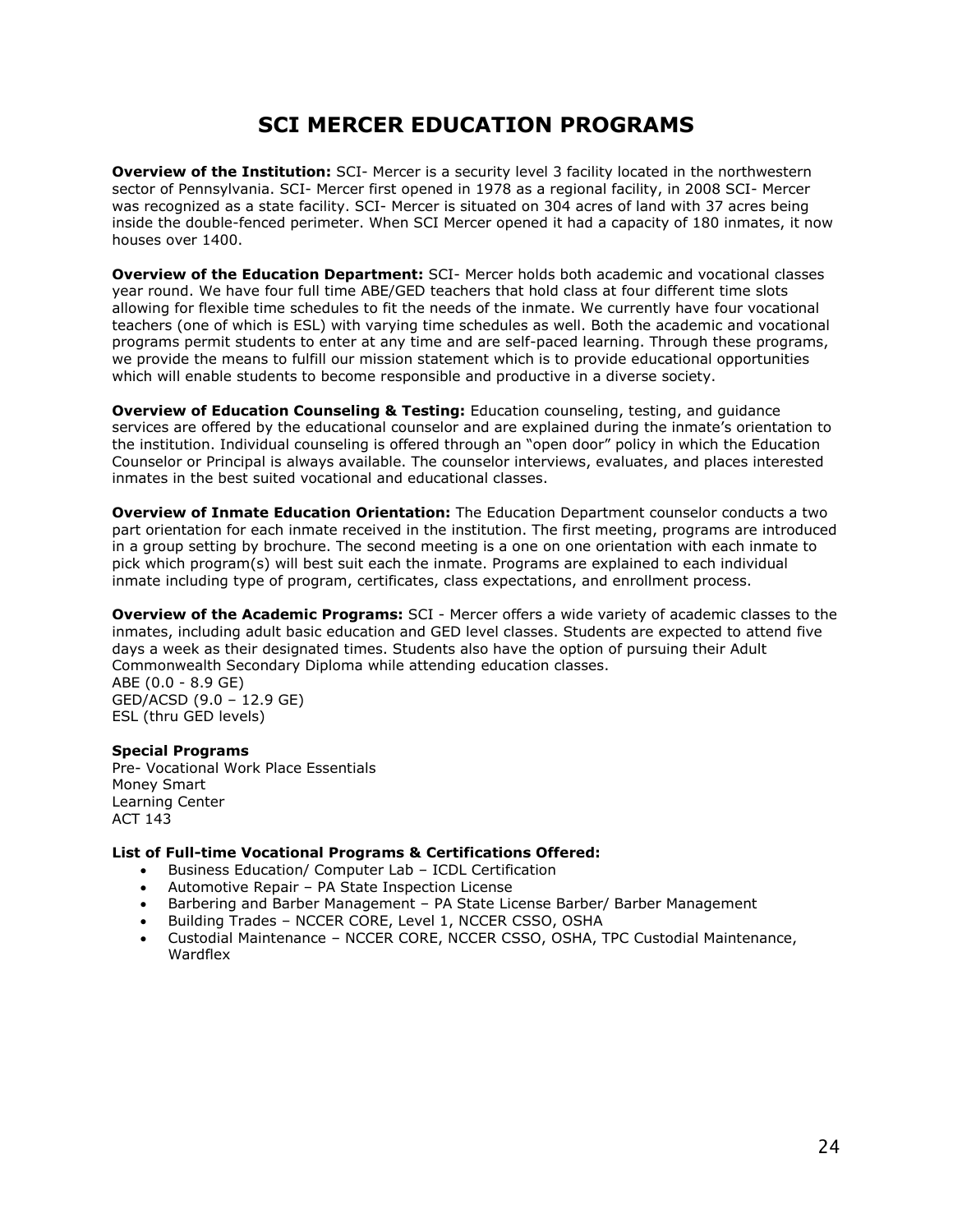# SCI MERCER EDUCATION PROGRAMS

**Overview of the Institution:** SCI- Mercer is a security level 3 facility located in the northwestern sector of Pennsylvania. SCI- Mercer first opened in 1978 as a regional facility, in 2008 SCI- Mercer was recognized as a state facility. SCI- Mercer is situated on 304 acres of land with 37 acres being inside the double-fenced perimeter. When SCI Mercer opened it had a capacity of 180 inmates, it now houses over 1400.

**Overview of the Education Department:** SCI- Mercer holds both academic and vocational classes year round. We have four full time ABE/GED teachers that hold class at four different time slots allowing for flexible time schedules to fit the needs of the inmate. We currently have four vocational teachers (one of which is ESL) with varying time schedules as well. Both the academic and vocational programs permit students to enter at any time and are self-paced learning. Through these programs, we provide the means to fulfill our mission statement which is to provide educational opportunities which will enable students to become responsible and productive in a diverse society.

**Overview of Education Counseling & Testing:** Education counseling, testing, and guidance services are offered by the educational counselor and are explained during the inmate's orientation to the institution. Individual counseling is offered through an "open door" policy in which the Education Counselor or Principal is always available. The counselor interviews, evaluates, and places interested inmates in the best suited vocational and educational classes.

**Overview of Inmate Education Orientation:** The Education Department counselor conducts a two part orientation for each inmate received in the institution. The first meeting, programs are introduced in a group setting by brochure. The second meeting is a one on one orientation with each inmate to pick which program(s) will best suit each the inmate. Programs are explained to each individual inmate including type of program, certificates, class expectations, and enrollment process.

**Overview of the Academic Programs:** SCI - Mercer offers a wide variety of academic classes to the inmates, including adult basic education and GED level classes. Students are expected to attend five days a week as their designated times. Students also have the option of pursuing their Adult Commonwealth Secondary Diploma while attending education classes.
ABE (0.0 - 8.9 GE)
GED/ACSD (9.0 – 12.9 GE)
ESL (thru GED levels)

**Special Programs**
Pre- Vocational Work Place Essentials
Money Smart
Learning Center
ACT 143

**List of Full-time Vocational Programs & Certifications Offered:**

- Business Education/ Computer Lab – ICDL Certification
- Automotive Repair – PA State Inspection License
- Barbering and Barber Management – PA State License Barber/ Barber Management
- Building Trades – NCCER CORE, Level 1, NCCER CSSO, OSHA
- Custodial Maintenance – NCCER CORE, NCCER CSSO, OSHA, TPC Custodial Maintenance, Wardflex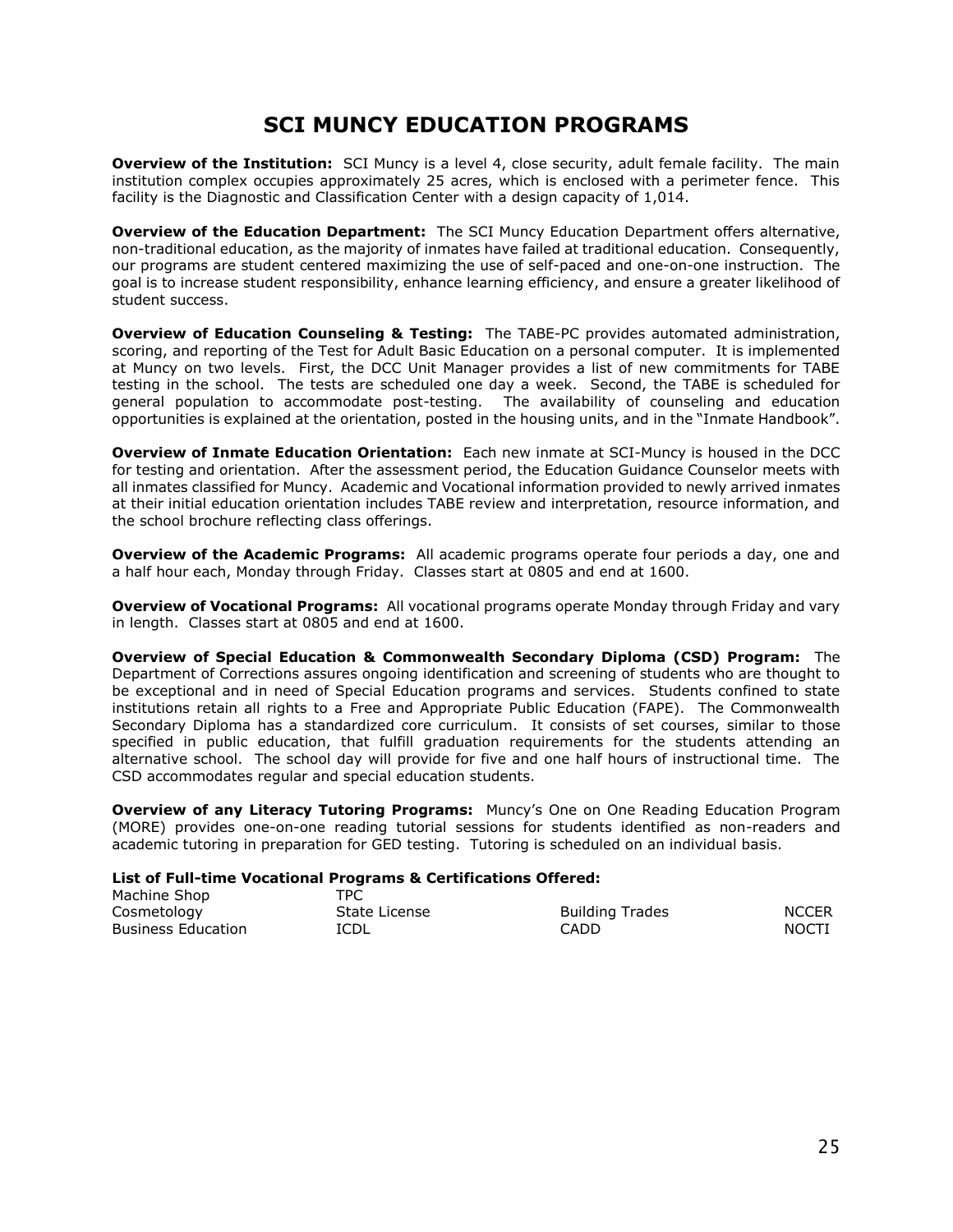# SCI MUNCY EDUCATION PROGRAMS

**Overview of the Institution:** SCI Muncy is a level 4, close security, adult female facility. The main institution complex occupies approximately 25 acres, which is enclosed with a perimeter fence. This facility is the Diagnostic and Classification Center with a design capacity of 1,014.

**Overview of the Education Department:** The SCI Muncy Education Department offers alternative, non-traditional education, as the majority of inmates have failed at traditional education. Consequently, our programs are student centered maximizing the use of self-paced and one-on-one instruction. The goal is to increase student responsibility, enhance learning efficiency, and ensure a greater likelihood of student success.

**Overview of Education Counseling & Testing:** The TABE-PC provides automated administration, scoring, and reporting of the Test for Adult Basic Education on a personal computer. It is implemented at Muncy on two levels. First, the DCC Unit Manager provides a list of new commitments for TABE testing in the school. The tests are scheduled one day a week. Second, the TABE is scheduled for general population to accommodate post-testing. The availability of counseling and education opportunities is explained at the orientation, posted in the housing units, and in the "Inmate Handbook".

**Overview of Inmate Education Orientation:** Each new inmate at SCI-Muncy is housed in the DCC for testing and orientation. After the assessment period, the Education Guidance Counselor meets with all inmates classified for Muncy. Academic and Vocational information provided to newly arrived inmates at their initial education orientation includes TABE review and interpretation, resource information, and the school brochure reflecting class offerings.

**Overview of the Academic Programs:** All academic programs operate four periods a day, one and a half hour each, Monday through Friday. Classes start at 0805 and end at 1600.

**Overview of Vocational Programs:** All vocational programs operate Monday through Friday and vary in length. Classes start at 0805 and end at 1600.

**Overview of Special Education & Commonwealth Secondary Diploma (CSD) Program:** The Department of Corrections assures ongoing identification and screening of students who are thought to be exceptional and in need of Special Education programs and services. Students confined to state institutions retain all rights to a Free and Appropriate Public Education (FAPE). The Commonwealth Secondary Diploma has a standardized core curriculum. It consists of set courses, similar to those specified in public education, that fulfill graduation requirements for the students attending an alternative school. The school day will provide for five and one half hours of instructional time. The CSD accommodates regular and special education students.

**Overview of any Literacy Tutoring Programs:** Muncy's One on One Reading Education Program (MORE) provides one-on-one reading tutorial sessions for students identified as non-readers and academic tutoring in preparation for GED testing. Tutoring is scheduled on an individual basis.

**List of Full-time Vocational Programs & Certifications Offered:**

| | | | |
|---|---|---|---|
| Machine Shop | TPC | | |
| Cosmetology | State License | Building Trades | NCCER |
| Business Education | ICDL | CADD | NOCTI |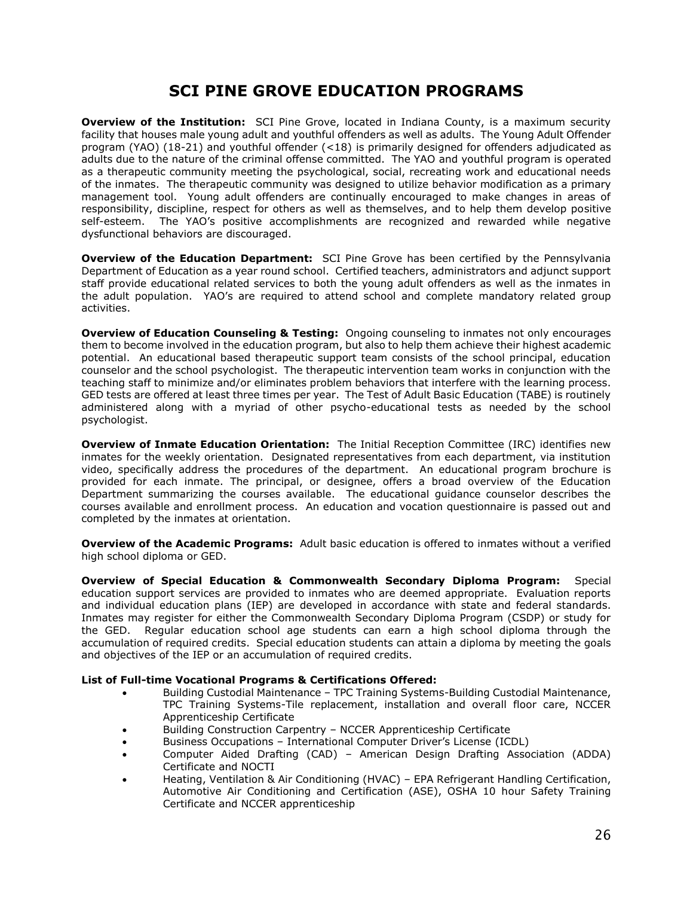# SCI PINE GROVE EDUCATION PROGRAMS

**Overview of the Institution:** SCI Pine Grove, located in Indiana County, is a maximum security facility that houses male young adult and youthful offenders as well as adults. The Young Adult Offender program (YAO) (18-21) and youthful offender (<18) is primarily designed for offenders adjudicated as adults due to the nature of the criminal offense committed. The YAO and youthful program is operated as a therapeutic community meeting the psychological, social, recreating work and educational needs of the inmates. The therapeutic community was designed to utilize behavior modification as a primary management tool. Young adult offenders are continually encouraged to make changes in areas of responsibility, discipline, respect for others as well as themselves, and to help them develop positive self-esteem. The YAO's positive accomplishments are recognized and rewarded while negative dysfunctional behaviors are discouraged.

**Overview of the Education Department:** SCI Pine Grove has been certified by the Pennsylvania Department of Education as a year round school. Certified teachers, administrators and adjunct support staff provide educational related services to both the young adult offenders as well as the inmates in the adult population. YAO's are required to attend school and complete mandatory related group activities.

**Overview of Education Counseling & Testing:** Ongoing counseling to inmates not only encourages them to become involved in the education program, but also to help them achieve their highest academic potential. An educational based therapeutic support team consists of the school principal, education counselor and the school psychologist. The therapeutic intervention team works in conjunction with the teaching staff to minimize and/or eliminates problem behaviors that interfere with the learning process. GED tests are offered at least three times per year. The Test of Adult Basic Education (TABE) is routinely administered along with a myriad of other psycho-educational tests as needed by the school psychologist.

**Overview of Inmate Education Orientation:** The Initial Reception Committee (IRC) identifies new inmates for the weekly orientation. Designated representatives from each department, via institution video, specifically address the procedures of the department. An educational program brochure is provided for each inmate. The principal, or designee, offers a broad overview of the Education Department summarizing the courses available. The educational guidance counselor describes the courses available and enrollment process. An education and vocation questionnaire is passed out and completed by the inmates at orientation.

**Overview of the Academic Programs:** Adult basic education is offered to inmates without a verified high school diploma or GED.

**Overview of Special Education & Commonwealth Secondary Diploma Program:** Special education support services are provided to inmates who are deemed appropriate. Evaluation reports and individual education plans (IEP) are developed in accordance with state and federal standards. Inmates may register for either the Commonwealth Secondary Diploma Program (CSDP) or study for the GED. Regular education school age students can earn a high school diploma through the accumulation of required credits. Special education students can attain a diploma by meeting the goals and objectives of the IEP or an accumulation of required credits.

**List of Full-time Vocational Programs & Certifications Offered:**

- Building Custodial Maintenance – TPC Training Systems-Building Custodial Maintenance, TPC Training Systems-Tile replacement, installation and overall floor care, NCCER Apprenticeship Certificate
- Building Construction Carpentry – NCCER Apprenticeship Certificate
- Business Occupations – International Computer Driver's License (ICDL)
- Computer Aided Drafting (CAD) – American Design Drafting Association (ADDA) Certificate and NOCTI
- Heating, Ventilation & Air Conditioning (HVAC) – EPA Refrigerant Handling Certification, Automotive Air Conditioning and Certification (ASE), OSHA 10 hour Safety Training Certificate and NCCER apprenticeship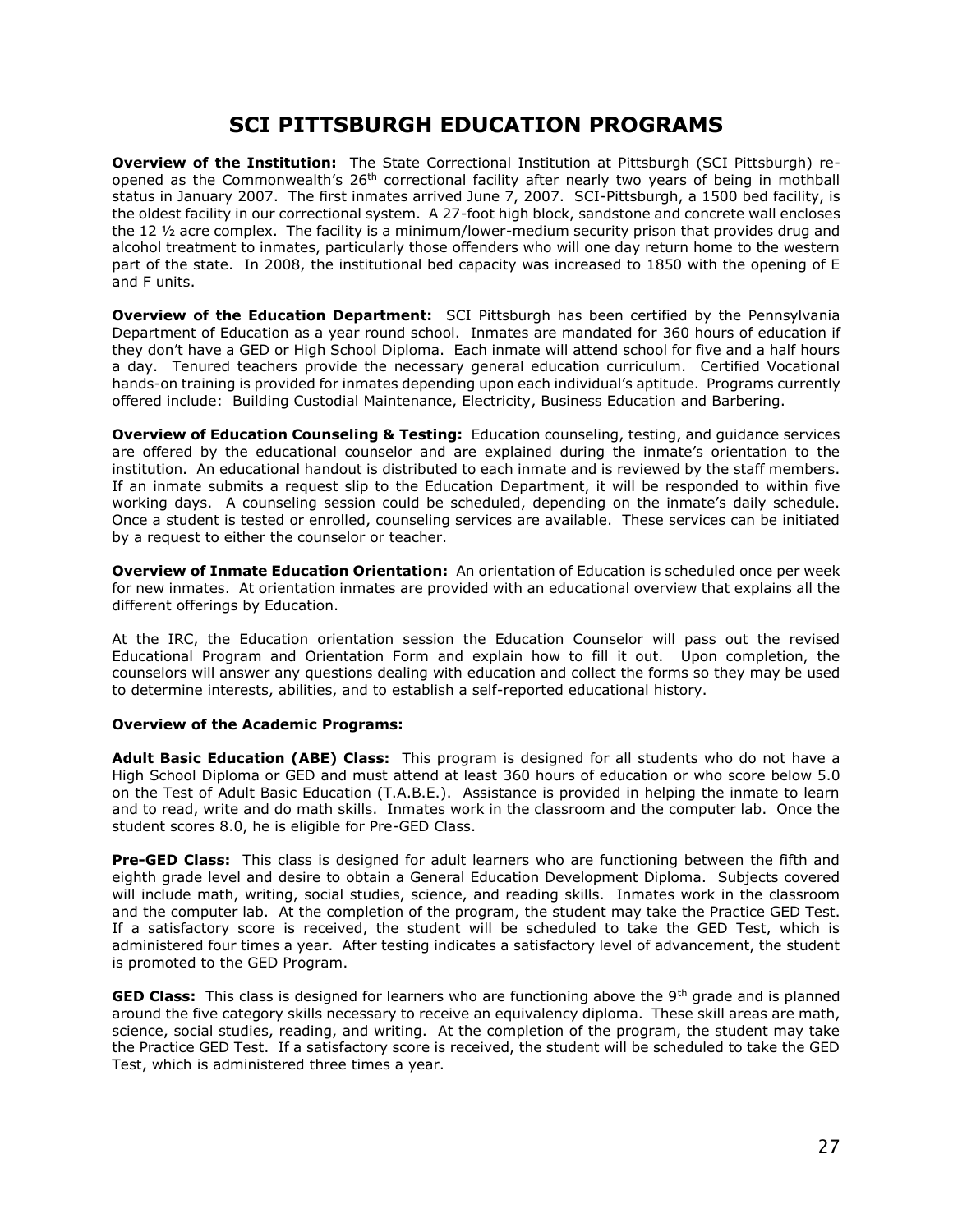# SCI PITTSBURGH EDUCATION PROGRAMS

**Overview of the Institution:** The State Correctional Institution at Pittsburgh (SCI Pittsburgh) re-opened as the Commonwealth's 26th correctional facility after nearly two years of being in mothball status in January 2007. The first inmates arrived June 7, 2007. SCI-Pittsburgh, a 1500 bed facility, is the oldest facility in our correctional system. A 27-foot high block, sandstone and concrete wall encloses the 12 ½ acre complex. The facility is a minimum/lower-medium security prison that provides drug and alcohol treatment to inmates, particularly those offenders who will one day return home to the western part of the state. In 2008, the institutional bed capacity was increased to 1850 with the opening of E and F units.

**Overview of the Education Department:** SCI Pittsburgh has been certified by the Pennsylvania Department of Education as a year round school. Inmates are mandated for 360 hours of education if they don't have a GED or High School Diploma. Each inmate will attend school for five and a half hours a day. Tenured teachers provide the necessary general education curriculum. Certified Vocational hands-on training is provided for inmates depending upon each individual's aptitude. Programs currently offered include: Building Custodial Maintenance, Electricity, Business Education and Barbering.

**Overview of Education Counseling & Testing:** Education counseling, testing, and guidance services are offered by the educational counselor and are explained during the inmate's orientation to the institution. An educational handout is distributed to each inmate and is reviewed by the staff members. If an inmate submits a request slip to the Education Department, it will be responded to within five working days. A counseling session could be scheduled, depending on the inmate's daily schedule. Once a student is tested or enrolled, counseling services are available. These services can be initiated by a request to either the counselor or teacher.

**Overview of Inmate Education Orientation:** An orientation of Education is scheduled once per week for new inmates. At orientation inmates are provided with an educational overview that explains all the different offerings by Education.

At the IRC, the Education orientation session the Education Counselor will pass out the revised Educational Program and Orientation Form and explain how to fill it out. Upon completion, the counselors will answer any questions dealing with education and collect the forms so they may be used to determine interests, abilities, and to establish a self-reported educational history.

**Overview of the Academic Programs:**

**Adult Basic Education (ABE) Class:** This program is designed for all students who do not have a High School Diploma or GED and must attend at least 360 hours of education or who score below 5.0 on the Test of Adult Basic Education (T.A.B.E.). Assistance is provided in helping the inmate to learn and to read, write and do math skills. Inmates work in the classroom and the computer lab. Once the student scores 8.0, he is eligible for Pre-GED Class.

**Pre-GED Class:** This class is designed for adult learners who are functioning between the fifth and eighth grade level and desire to obtain a General Education Development Diploma. Subjects covered will include math, writing, social studies, science, and reading skills. Inmates work in the classroom and the computer lab. At the completion of the program, the student may take the Practice GED Test. If a satisfactory score is received, the student will be scheduled to take the GED Test, which is administered four times a year. After testing indicates a satisfactory level of advancement, the student is promoted to the GED Program.

**GED Class:** This class is designed for learners who are functioning above the 9th grade and is planned around the five category skills necessary to receive an equivalency diploma. These skill areas are math, science, social studies, reading, and writing. At the completion of the program, the student may take the Practice GED Test. If a satisfactory score is received, the student will be scheduled to take the GED Test, which is administered three times a year.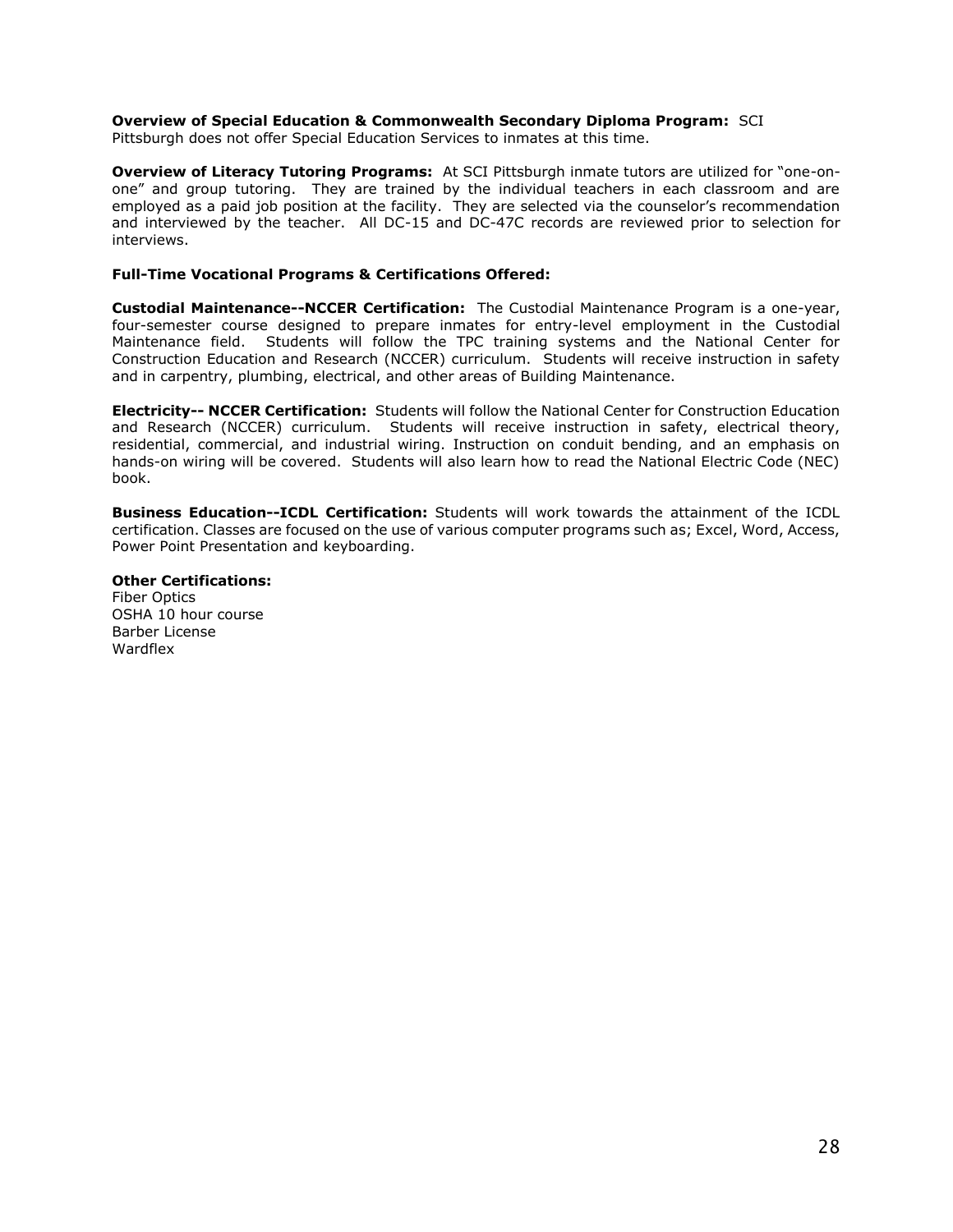**Overview of Special Education & Commonwealth Secondary Diploma Program:** SCI Pittsburgh does not offer Special Education Services to inmates at this time.

**Overview of Literacy Tutoring Programs:** At SCI Pittsburgh inmate tutors are utilized for "one-on-one" and group tutoring. They are trained by the individual teachers in each classroom and are employed as a paid job position at the facility. They are selected via the counselor's recommendation and interviewed by the teacher. All DC-15 and DC-47C records are reviewed prior to selection for interviews.

**Full-Time Vocational Programs & Certifications Offered:**

**Custodial Maintenance--NCCER Certification:** The Custodial Maintenance Program is a one-year, four-semester course designed to prepare inmates for entry-level employment in the Custodial Maintenance field. Students will follow the TPC training systems and the National Center for Construction Education and Research (NCCER) curriculum. Students will receive instruction in safety and in carpentry, plumbing, electrical, and other areas of Building Maintenance.

**Electricity-- NCCER Certification:** Students will follow the National Center for Construction Education and Research (NCCER) curriculum. Students will receive instruction in safety, electrical theory, residential, commercial, and industrial wiring. Instruction on conduit bending, and an emphasis on hands-on wiring will be covered. Students will also learn how to read the National Electric Code (NEC) book.

**Business Education--ICDL Certification:** Students will work towards the attainment of the ICDL certification. Classes are focused on the use of various computer programs such as; Excel, Word, Access, Power Point Presentation and keyboarding.

**Other Certifications:**
Fiber Optics
OSHA 10 hour course
Barber License
Wardflex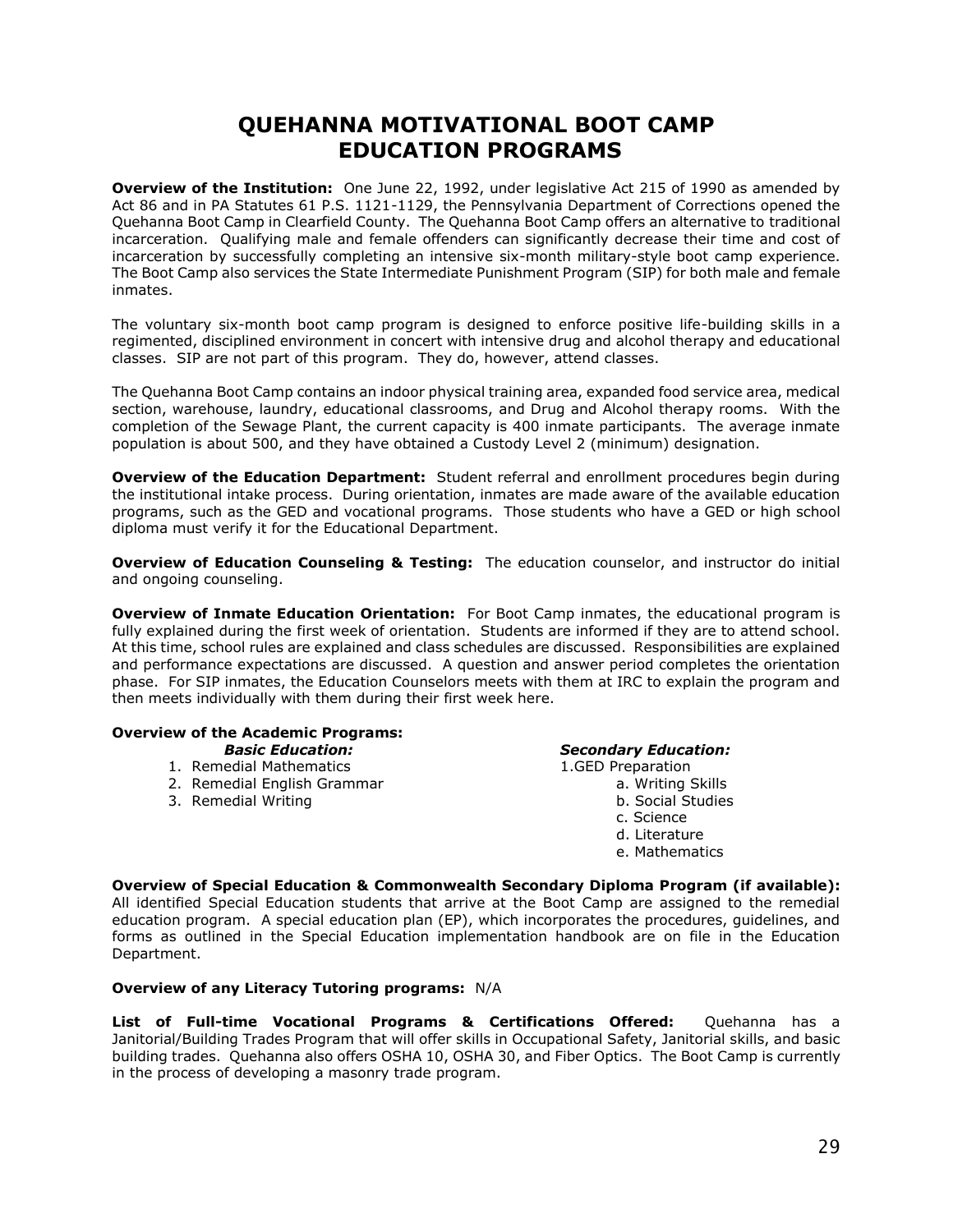# QUEHANNA MOTIVATIONAL BOOT CAMP EDUCATION PROGRAMS

**Overview of the Institution:** One June 22, 1992, under legislative Act 215 of 1990 as amended by Act 86 and in PA Statutes 61 P.S. 1121-1129, the Pennsylvania Department of Corrections opened the Quehanna Boot Camp in Clearfield County. The Quehanna Boot Camp offers an alternative to traditional incarceration. Qualifying male and female offenders can significantly decrease their time and cost of incarceration by successfully completing an intensive six-month military-style boot camp experience. The Boot Camp also services the State Intermediate Punishment Program (SIP) for both male and female inmates.

The voluntary six-month boot camp program is designed to enforce positive life-building skills in a regimented, disciplined environment in concert with intensive drug and alcohol therapy and educational classes. SIP are not part of this program. They do, however, attend classes.

The Quehanna Boot Camp contains an indoor physical training area, expanded food service area, medical section, warehouse, laundry, educational classrooms, and Drug and Alcohol therapy rooms. With the completion of the Sewage Plant, the current capacity is 400 inmate participants. The average inmate population is about 500, and they have obtained a Custody Level 2 (minimum) designation.

**Overview of the Education Department:** Student referral and enrollment procedures begin during the institutional intake process. During orientation, inmates are made aware of the available education programs, such as the GED and vocational programs. Those students who have a GED or high school diploma must verify it for the Educational Department.

**Overview of Education Counseling & Testing:** The education counselor, and instructor do initial and ongoing counseling.

**Overview of Inmate Education Orientation:** For Boot Camp inmates, the educational program is fully explained during the first week of orientation. Students are informed if they are to attend school. At this time, school rules are explained and class schedules are discussed. Responsibilities are explained and performance expectations are discussed. A question and answer period completes the orientation phase. For SIP inmates, the Education Counselors meets with them at IRC to explain the program and then meets individually with them during their first week here.

**Overview of the Academic Programs:**

***Basic Education:***

1. Remedial Mathematics
2. Remedial English Grammar
3. Remedial Writing

***Secondary Education:***

1. GED Preparation
   a. Writing Skills
   b. Social Studies
   c. Science
   d. Literature
   e. Mathematics

**Overview of Special Education & Commonwealth Secondary Diploma Program (if available):** All identified Special Education students that arrive at the Boot Camp are assigned to the remedial education program. A special education plan (EP), which incorporates the procedures, guidelines, and forms as outlined in the Special Education implementation handbook are on file in the Education Department.

**Overview of any Literacy Tutoring programs:** N/A

**List of Full-time Vocational Programs & Certifications Offered:** Quehanna has a Janitorial/Building Trades Program that will offer skills in Occupational Safety, Janitorial skills, and basic building trades. Quehanna also offers OSHA 10, OSHA 30, and Fiber Optics. The Boot Camp is currently in the process of developing a masonry trade program.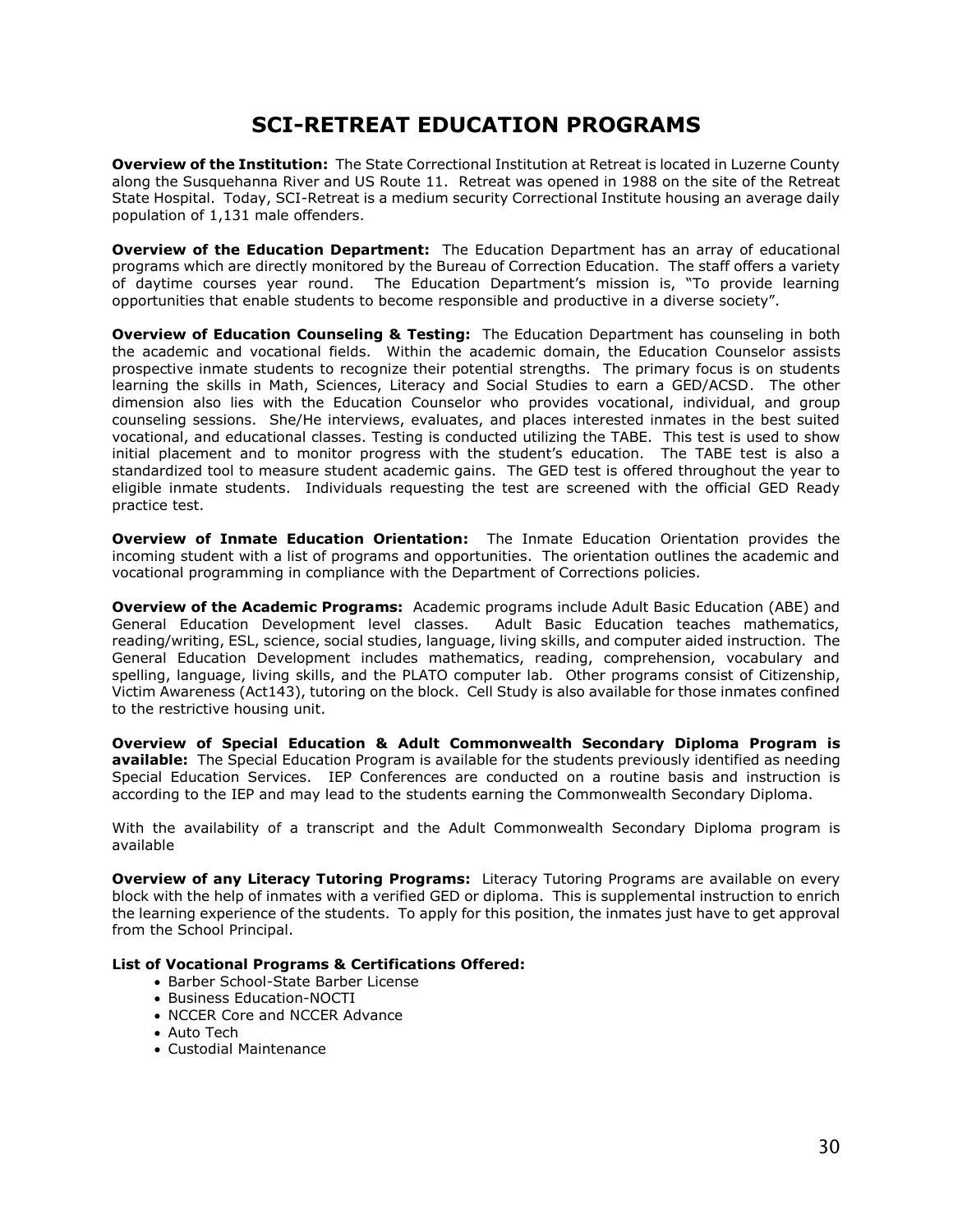# SCI-RETREAT EDUCATION PROGRAMS

**Overview of the Institution:** The State Correctional Institution at Retreat is located in Luzerne County along the Susquehanna River and US Route 11. Retreat was opened in 1988 on the site of the Retreat State Hospital. Today, SCI-Retreat is a medium security Correctional Institute housing an average daily population of 1,131 male offenders.

**Overview of the Education Department:** The Education Department has an array of educational programs which are directly monitored by the Bureau of Correction Education. The staff offers a variety of daytime courses year round. The Education Department's mission is, "To provide learning opportunities that enable students to become responsible and productive in a diverse society".

**Overview of Education Counseling & Testing:** The Education Department has counseling in both the academic and vocational fields. Within the academic domain, the Education Counselor assists prospective inmate students to recognize their potential strengths. The primary focus is on students learning the skills in Math, Sciences, Literacy and Social Studies to earn a GED/ACSD. The other dimension also lies with the Education Counselor who provides vocational, individual, and group counseling sessions. She/He interviews, evaluates, and places interested inmates in the best suited vocational, and educational classes. Testing is conducted utilizing the TABE. This test is used to show initial placement and to monitor progress with the student's education. The TABE test is also a standardized tool to measure student academic gains. The GED test is offered throughout the year to eligible inmate students. Individuals requesting the test are screened with the official GED Ready practice test.

**Overview of Inmate Education Orientation:** The Inmate Education Orientation provides the incoming student with a list of programs and opportunities. The orientation outlines the academic and vocational programming in compliance with the Department of Corrections policies.

**Overview of the Academic Programs:** Academic programs include Adult Basic Education (ABE) and General Education Development level classes. Adult Basic Education teaches mathematics, reading/writing, ESL, science, social studies, language, living skills, and computer aided instruction. The General Education Development includes mathematics, reading, comprehension, vocabulary and spelling, language, living skills, and the PLATO computer lab. Other programs consist of Citizenship, Victim Awareness (Act143), tutoring on the block. Cell Study is also available for those inmates confined to the restrictive housing unit.

**Overview of Special Education & Adult Commonwealth Secondary Diploma Program is available:** The Special Education Program is available for the students previously identified as needing Special Education Services. IEP Conferences are conducted on a routine basis and instruction is according to the IEP and may lead to the students earning the Commonwealth Secondary Diploma.

With the availability of a transcript and the Adult Commonwealth Secondary Diploma program is available

**Overview of any Literacy Tutoring Programs:** Literacy Tutoring Programs are available on every block with the help of inmates with a verified GED or diploma. This is supplemental instruction to enrich the learning experience of the students. To apply for this position, the inmates just have to get approval from the School Principal.

**List of Vocational Programs & Certifications Offered:**

- Barber School-State Barber License
- Business Education-NOCTI
- NCCER Core and NCCER Advance
- Auto Tech
- Custodial Maintenance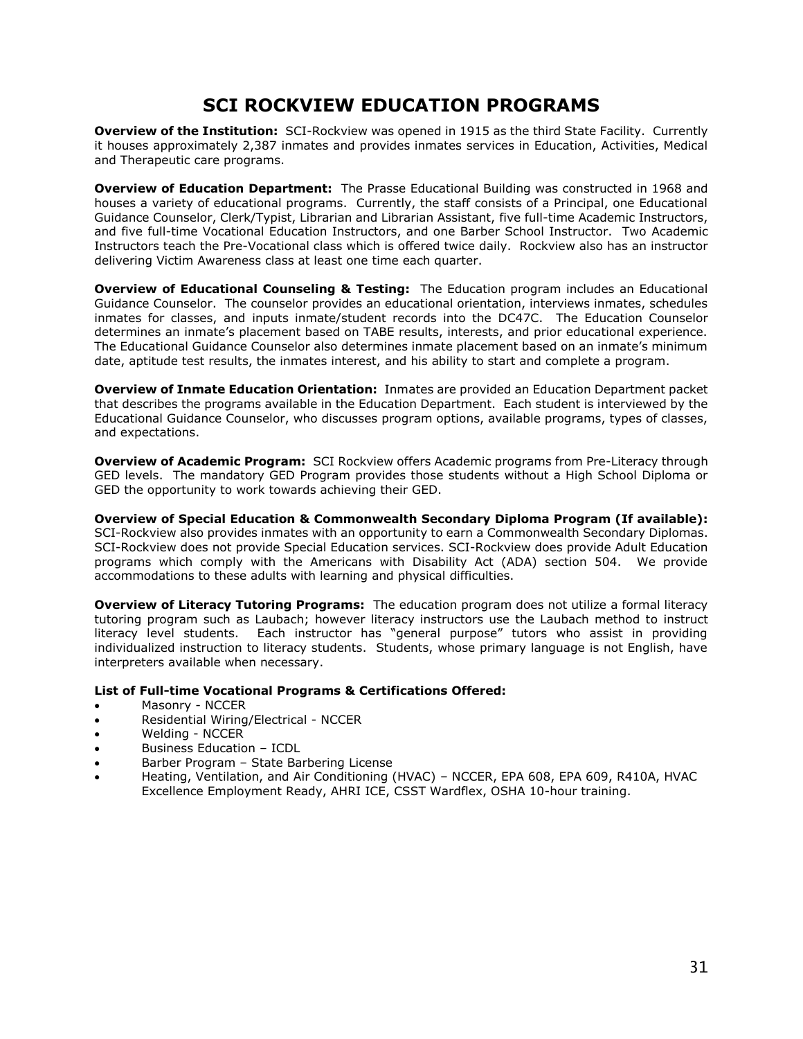# SCI ROCKVIEW EDUCATION PROGRAMS

**Overview of the Institution:** SCI-Rockview was opened in 1915 as the third State Facility. Currently it houses approximately 2,387 inmates and provides inmates services in Education, Activities, Medical and Therapeutic care programs.

**Overview of Education Department:** The Prasse Educational Building was constructed in 1968 and houses a variety of educational programs. Currently, the staff consists of a Principal, one Educational Guidance Counselor, Clerk/Typist, Librarian and Librarian Assistant, five full-time Academic Instructors, and five full-time Vocational Education Instructors, and one Barber School Instructor. Two Academic Instructors teach the Pre-Vocational class which is offered twice daily. Rockview also has an instructor delivering Victim Awareness class at least one time each quarter.

**Overview of Educational Counseling & Testing:** The Education program includes an Educational Guidance Counselor. The counselor provides an educational orientation, interviews inmates, schedules inmates for classes, and inputs inmate/student records into the DC47C. The Education Counselor determines an inmate's placement based on TABE results, interests, and prior educational experience. The Educational Guidance Counselor also determines inmate placement based on an inmate's minimum date, aptitude test results, the inmates interest, and his ability to start and complete a program.

**Overview of Inmate Education Orientation:** Inmates are provided an Education Department packet that describes the programs available in the Education Department. Each student is interviewed by the Educational Guidance Counselor, who discusses program options, available programs, types of classes, and expectations.

**Overview of Academic Program:** SCI Rockview offers Academic programs from Pre-Literacy through GED levels. The mandatory GED Program provides those students without a High School Diploma or GED the opportunity to work towards achieving their GED.

**Overview of Special Education & Commonwealth Secondary Diploma Program (If available):** SCI-Rockview also provides inmates with an opportunity to earn a Commonwealth Secondary Diplomas. SCI-Rockview does not provide Special Education services. SCI-Rockview does provide Adult Education programs which comply with the Americans with Disability Act (ADA) section 504. We provide accommodations to these adults with learning and physical difficulties.

**Overview of Literacy Tutoring Programs:** The education program does not utilize a formal literacy tutoring program such as Laubach; however literacy instructors use the Laubach method to instruct literacy level students. Each instructor has "general purpose" tutors who assist in providing individualized instruction to literacy students. Students, whose primary language is not English, have interpreters available when necessary.

**List of Full-time Vocational Programs & Certifications Offered:**

- Masonry - NCCER
- Residential Wiring/Electrical - NCCER
- Welding - NCCER
- Business Education – ICDL
- Barber Program – State Barbering License
- Heating, Ventilation, and Air Conditioning (HVAC) – NCCER, EPA 608, EPA 609, R410A, HVAC Excellence Employment Ready, AHRI ICE, CSST Wardflex, OSHA 10-hour training.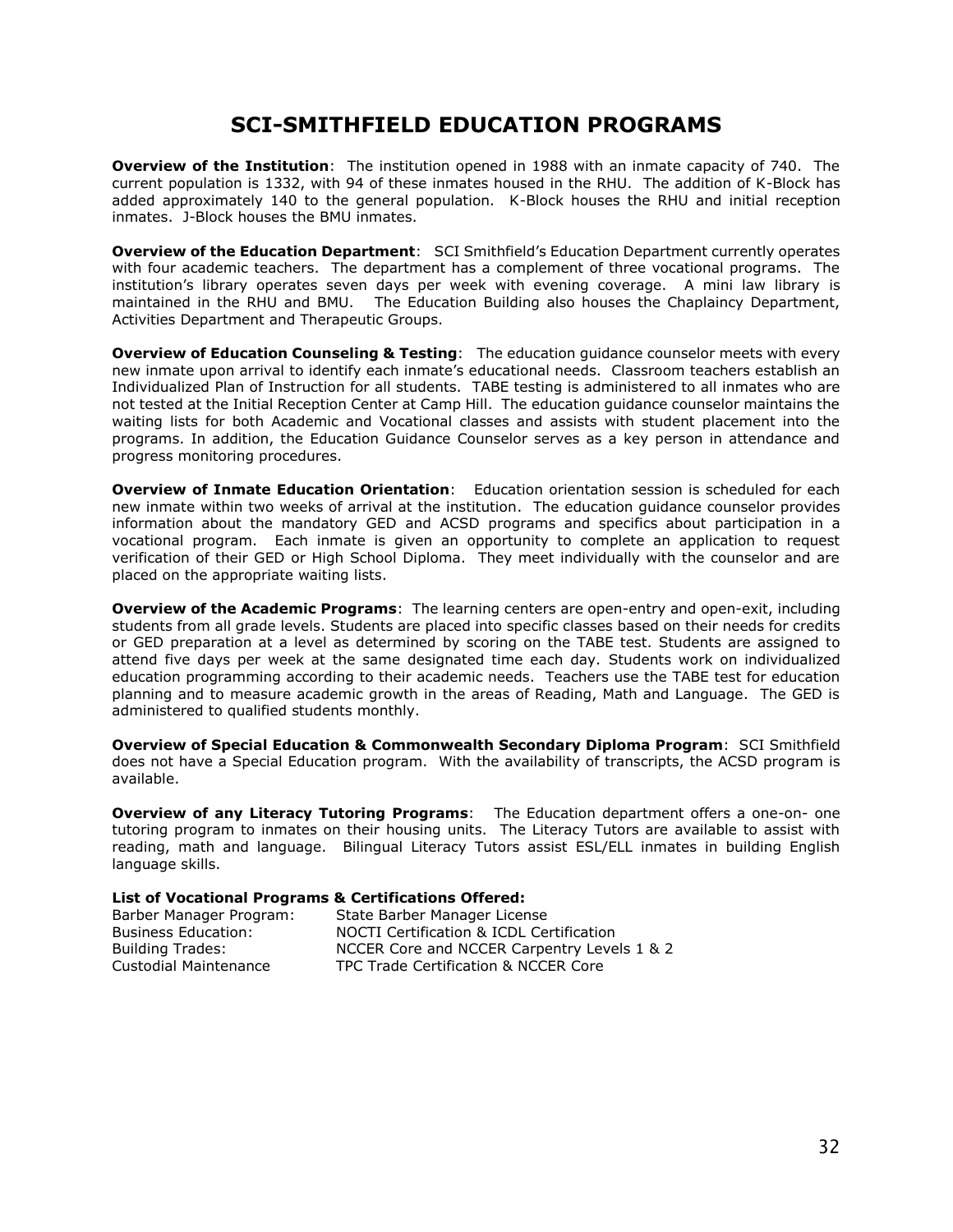# SCI-SMITHFIELD EDUCATION PROGRAMS

**Overview of the Institution**: The institution opened in 1988 with an inmate capacity of 740. The current population is 1332, with 94 of these inmates housed in the RHU. The addition of K-Block has added approximately 140 to the general population. K-Block houses the RHU and initial reception inmates. J-Block houses the BMU inmates.

**Overview of the Education Department**: SCI Smithfield's Education Department currently operates with four academic teachers. The department has a complement of three vocational programs. The institution's library operates seven days per week with evening coverage. A mini law library is maintained in the RHU and BMU. The Education Building also houses the Chaplaincy Department, Activities Department and Therapeutic Groups.

**Overview of Education Counseling & Testing**: The education guidance counselor meets with every new inmate upon arrival to identify each inmate's educational needs. Classroom teachers establish an Individualized Plan of Instruction for all students. TABE testing is administered to all inmates who are not tested at the Initial Reception Center at Camp Hill. The education guidance counselor maintains the waiting lists for both Academic and Vocational classes and assists with student placement into the programs. In addition, the Education Guidance Counselor serves as a key person in attendance and progress monitoring procedures.

**Overview of Inmate Education Orientation**: Education orientation session is scheduled for each new inmate within two weeks of arrival at the institution. The education guidance counselor provides information about the mandatory GED and ACSD programs and specifics about participation in a vocational program. Each inmate is given an opportunity to complete an application to request verification of their GED or High School Diploma. They meet individually with the counselor and are placed on the appropriate waiting lists.

**Overview of the Academic Programs**: The learning centers are open-entry and open-exit, including students from all grade levels. Students are placed into specific classes based on their needs for credits or GED preparation at a level as determined by scoring on the TABE test. Students are assigned to attend five days per week at the same designated time each day. Students work on individualized education programming according to their academic needs. Teachers use the TABE test for education planning and to measure academic growth in the areas of Reading, Math and Language. The GED is administered to qualified students monthly.

**Overview of Special Education & Commonwealth Secondary Diploma Program**: SCI Smithfield does not have a Special Education program. With the availability of transcripts, the ACSD program is available.

**Overview of any Literacy Tutoring Programs**: The Education department offers a one-on- one tutoring program to inmates on their housing units. The Literacy Tutors are available to assist with reading, math and language. Bilingual Literacy Tutors assist ESL/ELL inmates in building English language skills.

**List of Vocational Programs & Certifications Offered:**

| | |
|---|---|
| Barber Manager Program: | State Barber Manager License |
| Business Education: | NOCTI Certification & ICDL Certification |
| Building Trades: | NCCER Core and NCCER Carpentry Levels 1 & 2 |
| Custodial Maintenance | TPC Trade Certification & NCCER Core |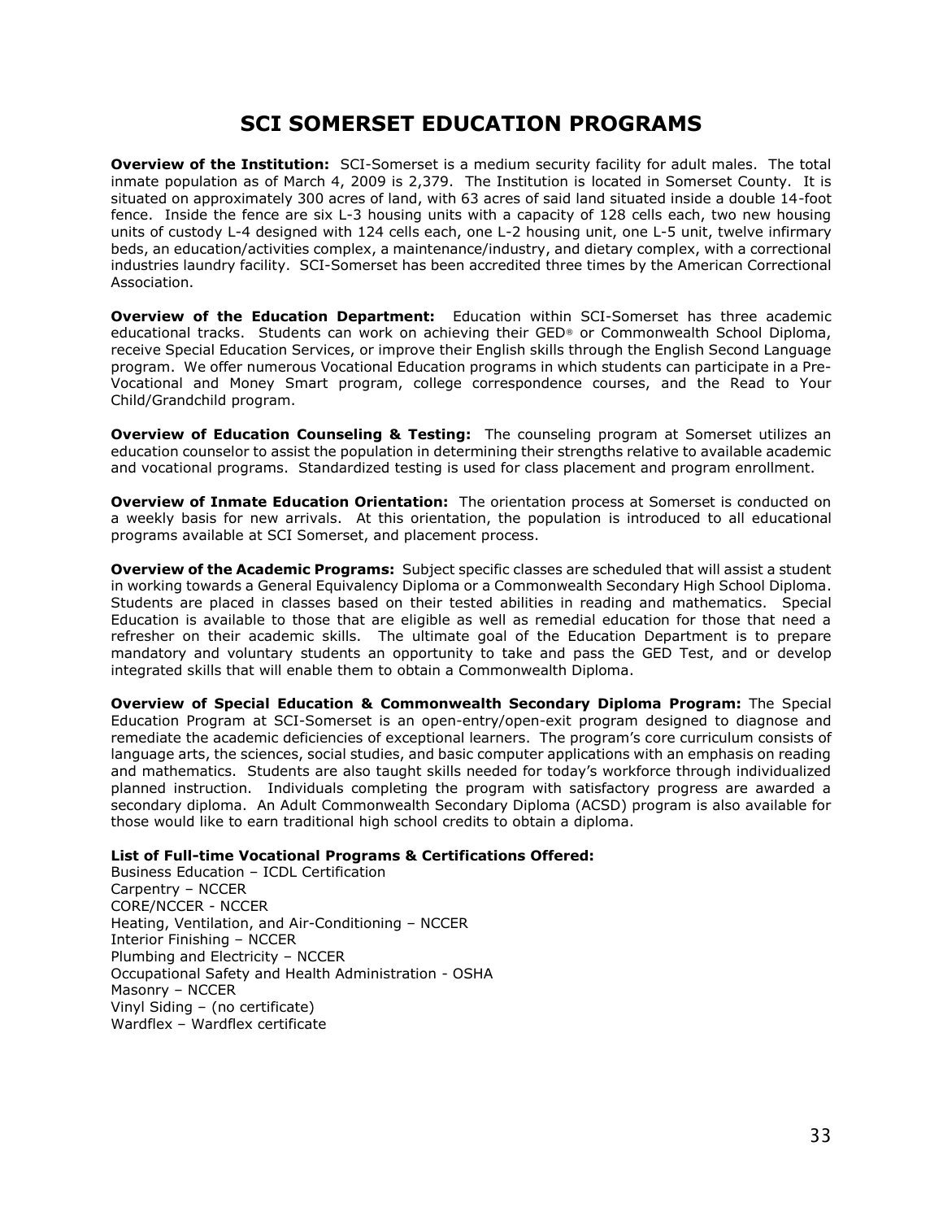# SCI SOMERSET EDUCATION PROGRAMS

**Overview of the Institution:** SCI-Somerset is a medium security facility for adult males. The total inmate population as of March 4, 2009 is 2,379. The Institution is located in Somerset County. It is situated on approximately 300 acres of land, with 63 acres of said land situated inside a double 14-foot fence. Inside the fence are six L-3 housing units with a capacity of 128 cells each, two new housing units of custody L-4 designed with 124 cells each, one L-2 housing unit, one L-5 unit, twelve infirmary beds, an education/activities complex, a maintenance/industry, and dietary complex, with a correctional industries laundry facility. SCI-Somerset has been accredited three times by the American Correctional Association.

**Overview of the Education Department:** Education within SCI-Somerset has three academic educational tracks. Students can work on achieving their GED® or Commonwealth School Diploma, receive Special Education Services, or improve their English skills through the English Second Language program. We offer numerous Vocational Education programs in which students can participate in a Pre-Vocational and Money Smart program, college correspondence courses, and the Read to Your Child/Grandchild program.

**Overview of Education Counseling & Testing:** The counseling program at Somerset utilizes an education counselor to assist the population in determining their strengths relative to available academic and vocational programs. Standardized testing is used for class placement and program enrollment.

**Overview of Inmate Education Orientation:** The orientation process at Somerset is conducted on a weekly basis for new arrivals. At this orientation, the population is introduced to all educational programs available at SCI Somerset, and placement process.

**Overview of the Academic Programs:** Subject specific classes are scheduled that will assist a student in working towards a General Equivalency Diploma or a Commonwealth Secondary High School Diploma. Students are placed in classes based on their tested abilities in reading and mathematics. Special Education is available to those that are eligible as well as remedial education for those that need a refresher on their academic skills. The ultimate goal of the Education Department is to prepare mandatory and voluntary students an opportunity to take and pass the GED Test, and or develop integrated skills that will enable them to obtain a Commonwealth Diploma.

**Overview of Special Education & Commonwealth Secondary Diploma Program:** The Special Education Program at SCI-Somerset is an open-entry/open-exit program designed to diagnose and remediate the academic deficiencies of exceptional learners. The program's core curriculum consists of language arts, the sciences, social studies, and basic computer applications with an emphasis on reading and mathematics. Students are also taught skills needed for today's workforce through individualized planned instruction. Individuals completing the program with satisfactory progress are awarded a secondary diploma. An Adult Commonwealth Secondary Diploma (ACSD) program is also available for those would like to earn traditional high school credits to obtain a diploma.

**List of Full-time Vocational Programs & Certifications Offered:**
Business Education – ICDL Certification
Carpentry – NCCER
CORE/NCCER - NCCER
Heating, Ventilation, and Air-Conditioning – NCCER
Interior Finishing – NCCER
Plumbing and Electricity – NCCER
Occupational Safety and Health Administration - OSHA
Masonry – NCCER
Vinyl Siding – (no certificate)
Wardflex – Wardflex certificate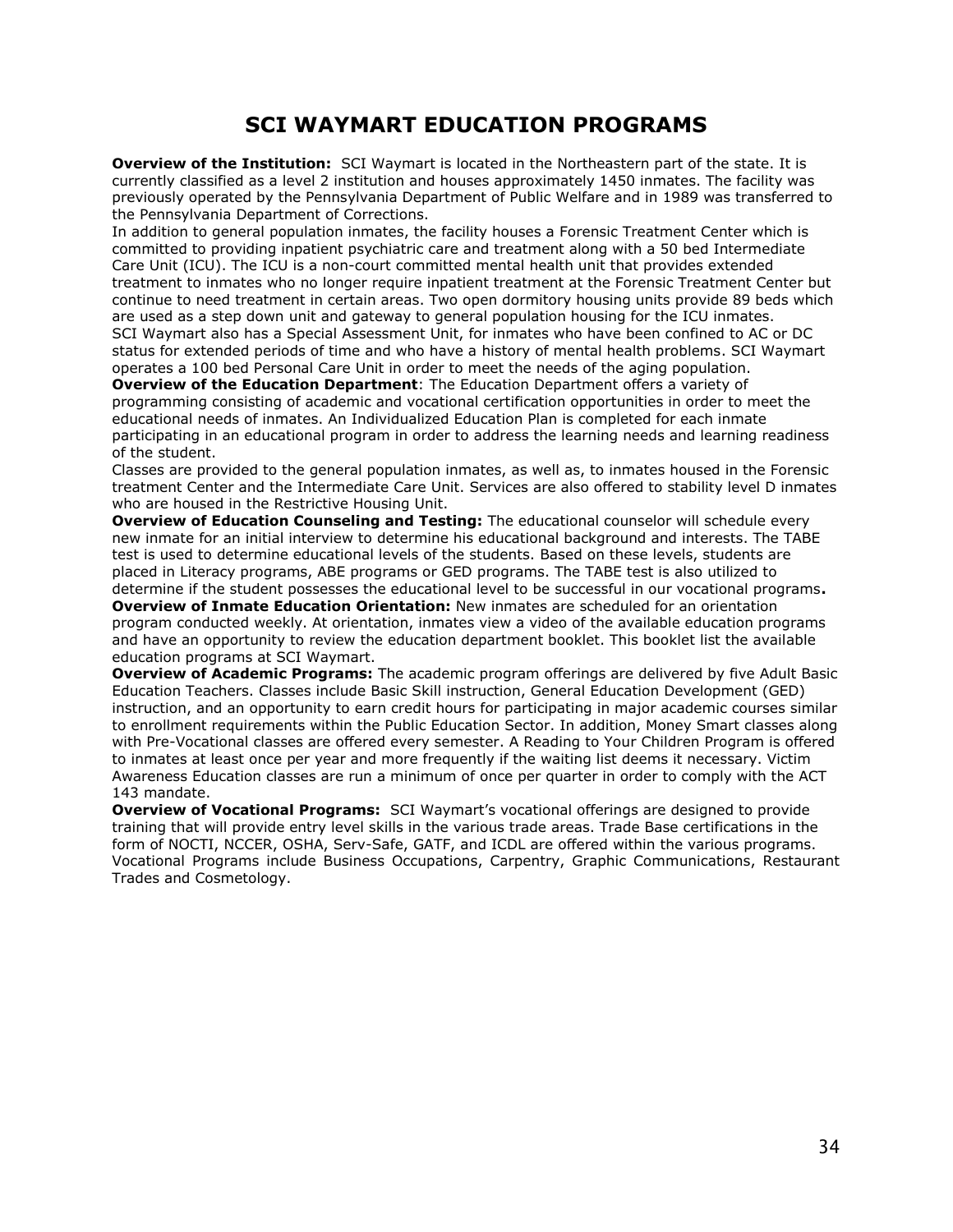# SCI WAYMART EDUCATION PROGRAMS

**Overview of the Institution:** SCI Waymart is located in the Northeastern part of the state. It is currently classified as a level 2 institution and houses approximately 1450 inmates. The facility was previously operated by the Pennsylvania Department of Public Welfare and in 1989 was transferred to the Pennsylvania Department of Corrections.

In addition to general population inmates, the facility houses a Forensic Treatment Center which is committed to providing inpatient psychiatric care and treatment along with a 50 bed Intermediate Care Unit (ICU). The ICU is a non-court committed mental health unit that provides extended treatment to inmates who no longer require inpatient treatment at the Forensic Treatment Center but continue to need treatment in certain areas. Two open dormitory housing units provide 89 beds which are used as a step down unit and gateway to general population housing for the ICU inmates.

SCI Waymart also has a Special Assessment Unit, for inmates who have been confined to AC or DC status for extended periods of time and who have a history of mental health problems. SCI Waymart operates a 100 bed Personal Care Unit in order to meet the needs of the aging population.

**Overview of the Education Department**: The Education Department offers a variety of programming consisting of academic and vocational certification opportunities in order to meet the educational needs of inmates. An Individualized Education Plan is completed for each inmate participating in an educational program in order to address the learning needs and learning readiness of the student.

Classes are provided to the general population inmates, as well as, to inmates housed in the Forensic treatment Center and the Intermediate Care Unit. Services are also offered to stability level D inmates who are housed in the Restrictive Housing Unit.

**Overview of Education Counseling and Testing:** The educational counselor will schedule every new inmate for an initial interview to determine his educational background and interests. The TABE test is used to determine educational levels of the students. Based on these levels, students are placed in Literacy programs, ABE programs or GED programs. The TABE test is also utilized to determine if the student possesses the educational level to be successful in our vocational programs**.**

**Overview of Inmate Education Orientation:** New inmates are scheduled for an orientation program conducted weekly. At orientation, inmates view a video of the available education programs and have an opportunity to review the education department booklet. This booklet list the available education programs at SCI Waymart.

**Overview of Academic Programs:** The academic program offerings are delivered by five Adult Basic Education Teachers. Classes include Basic Skill instruction, General Education Development (GED) instruction, and an opportunity to earn credit hours for participating in major academic courses similar to enrollment requirements within the Public Education Sector. In addition, Money Smart classes along with Pre-Vocational classes are offered every semester. A Reading to Your Children Program is offered to inmates at least once per year and more frequently if the waiting list deems it necessary. Victim Awareness Education classes are run a minimum of once per quarter in order to comply with the ACT 143 mandate.

**Overview of Vocational Programs:** SCI Waymart's vocational offerings are designed to provide training that will provide entry level skills in the various trade areas. Trade Base certifications in the form of NOCTI, NCCER, OSHA, Serv-Safe, GATF, and ICDL are offered within the various programs. Vocational Programs include Business Occupations, Carpentry, Graphic Communications, Restaurant Trades and Cosmetology.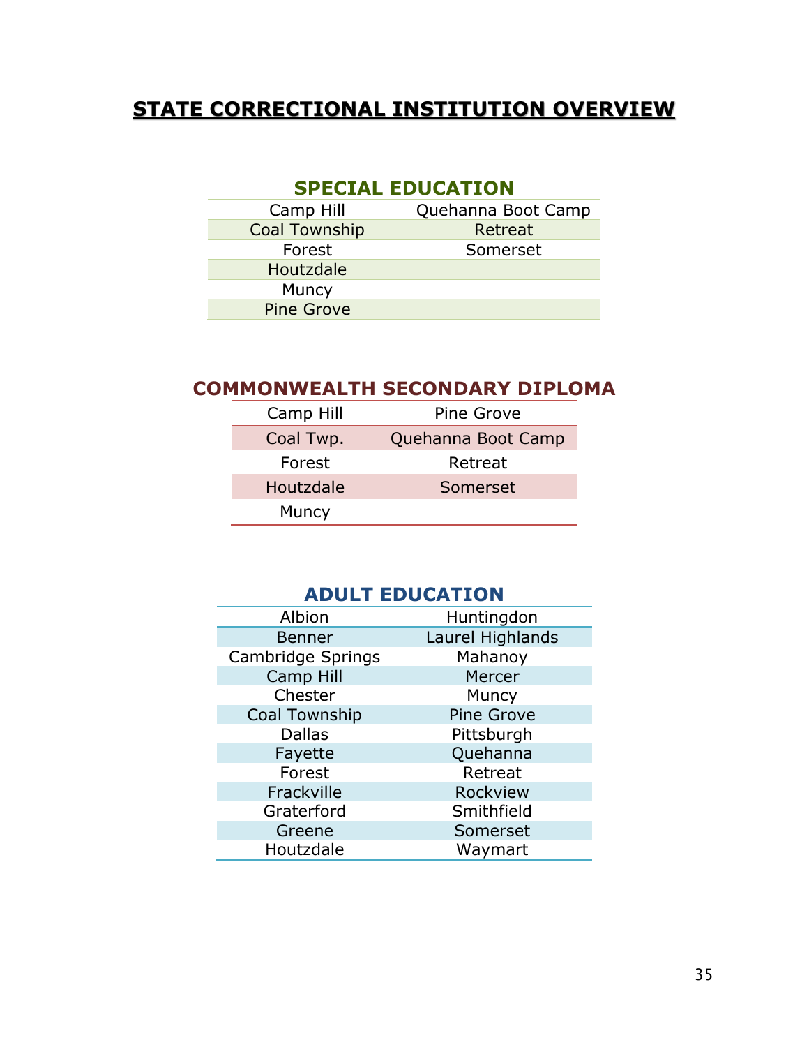# STATE CORRECTIONAL INSTITUTION OVERVIEW

## SPECIAL EDUCATION

| | |
|---|---|
| Camp Hill | Quehanna Boot Camp |
| Coal Township | Retreat |
| Forest | Somerset |
| Houtzdale | |
| Muncy | |
| Pine Grove | |

## COMMONWEALTH SECONDARY DIPLOMA

| | |
|---|---|
| Camp Hill | Pine Grove |
| Coal Twp. | Quehanna Boot Camp |
| Forest | Retreat |
| Houtzdale | Somerset |
| Muncy | |

## ADULT EDUCATION

| | |
|---|---|
| Albion | Huntingdon |
| Benner | Laurel Highlands |
| Cambridge Springs | Mahanoy |
| Camp Hill | Mercer |
| Chester | Muncy |
| Coal Township | Pine Grove |
| Dallas | Pittsburgh |
| Fayette | Quehanna |
| Forest | Retreat |
| Frackville | Rockview |
| Graterford | Smithfield |
| Greene | Somerset |
| Houtzdale | Waymart |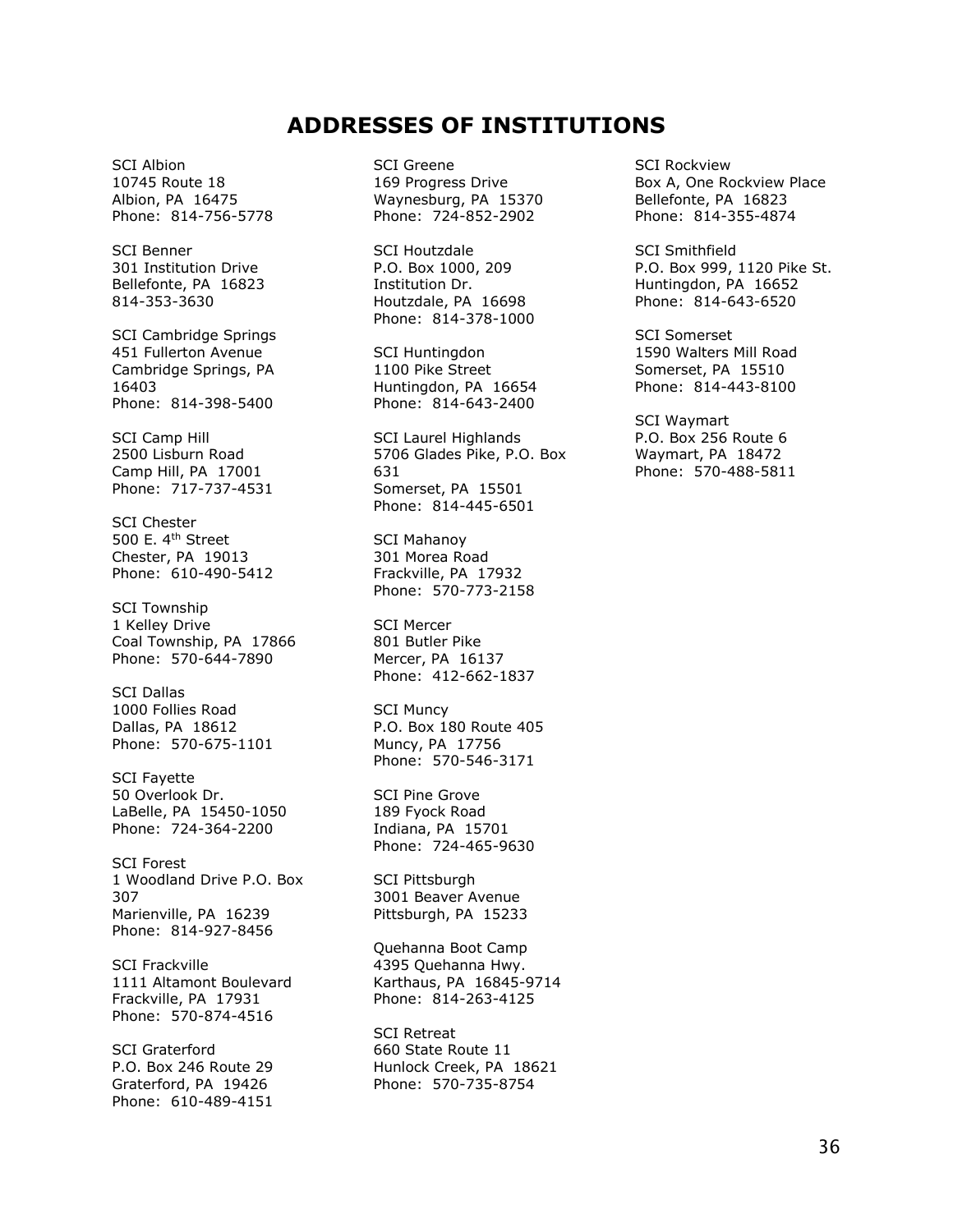# ADDRESSES OF INSTITUTIONS

SCI Albion
10745 Route 18
Albion, PA 16475
Phone: 814-756-5778

SCI Benner
301 Institution Drive
Bellefonte, PA 16823
814-353-3630

SCI Cambridge Springs
451 Fullerton Avenue
Cambridge Springs, PA 16403
Phone: 814-398-5400

SCI Camp Hill
2500 Lisburn Road
Camp Hill, PA 17001
Phone: 717-737-4531

SCI Chester
500 E. 4th Street
Chester, PA 19013
Phone: 610-490-5412

SCI Township
1 Kelley Drive
Coal Township, PA 17866
Phone: 570-644-7890

SCI Dallas
1000 Follies Road
Dallas, PA 18612
Phone: 570-675-1101

SCI Fayette
50 Overlook Dr.
LaBelle, PA 15450-1050
Phone: 724-364-2200

SCI Forest
1 Woodland Drive P.O. Box 307
Marienville, PA 16239
Phone: 814-927-8456

SCI Frackville
1111 Altamont Boulevard
Frackville, PA 17931
Phone: 570-874-4516

SCI Graterford
P.O. Box 246 Route 29
Graterford, PA 19426
Phone: 610-489-4151

SCI Greene
169 Progress Drive
Waynesburg, PA 15370
Phone: 724-852-2902

SCI Houtzdale
P.O. Box 1000, 209 Institution Dr.
Houtzdale, PA 16698
Phone: 814-378-1000

SCI Huntingdon
1100 Pike Street
Huntingdon, PA 16654
Phone: 814-643-2400

SCI Laurel Highlands
5706 Glades Pike, P.O. Box 631
Somerset, PA 15501
Phone: 814-445-6501

SCI Mahanoy
301 Morea Road
Frackville, PA 17932
Phone: 570-773-2158

SCI Mercer
801 Butler Pike
Mercer, PA 16137
Phone: 412-662-1837

SCI Muncy
P.O. Box 180 Route 405
Muncy, PA 17756
Phone: 570-546-3171

SCI Pine Grove
189 Fyock Road
Indiana, PA 15701
Phone: 724-465-9630

SCI Pittsburgh
3001 Beaver Avenue
Pittsburgh, PA 15233

Quehanna Boot Camp
4395 Quehanna Hwy.
Karthaus, PA 16845-9714
Phone: 814-263-4125

SCI Retreat
660 State Route 11
Hunlock Creek, PA 18621
Phone: 570-735-8754

SCI Rockview
Box A, One Rockview Place
Bellefonte, PA 16823
Phone: 814-355-4874

SCI Smithfield
P.O. Box 999, 1120 Pike St.
Huntingdon, PA 16652
Phone: 814-643-6520

SCI Somerset
1590 Walters Mill Road
Somerset, PA 15510
Phone: 814-443-8100

SCI Waymart
P.O. Box 256 Route 6
Waymart, PA 18472
Phone: 570-488-5811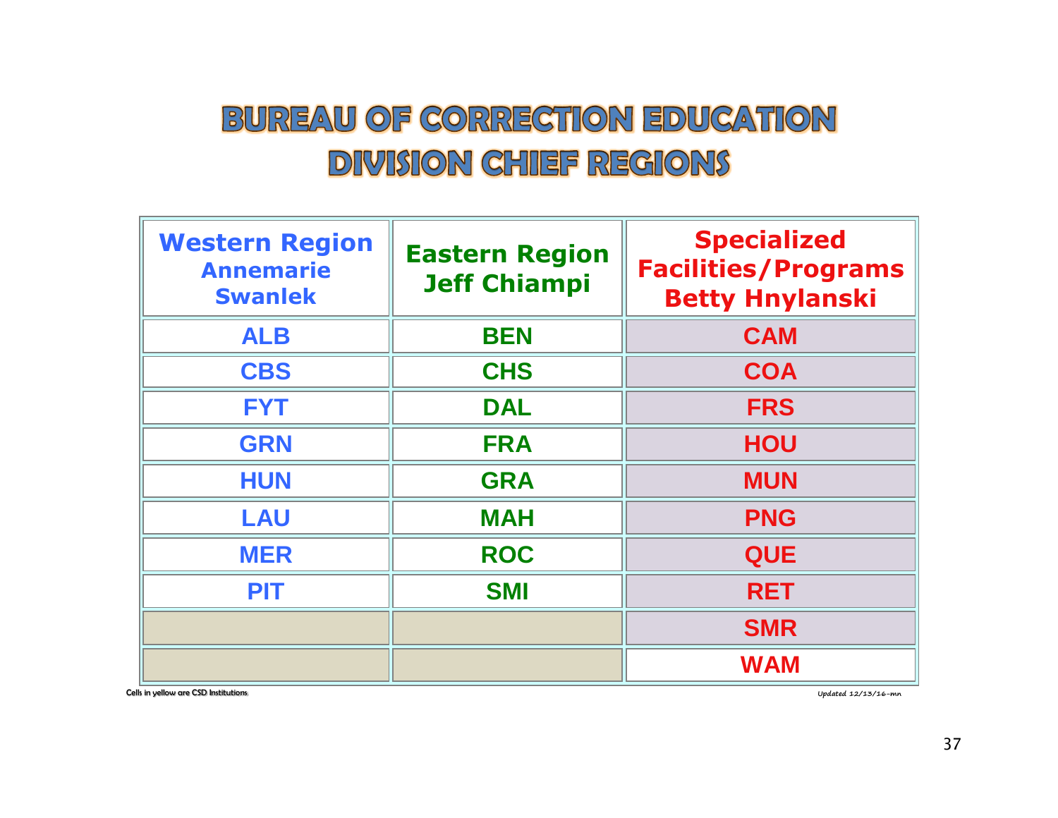# BUREAU OF CORRECTION EDUCATION DIVISION CHIEF REGIONS

| Western Region Annemarie Swanlek | Eastern Region Jeff Chiampi | Specialized Facilities/Programs Betty Hnylanski |
|---|---|---|
| ALB | BEN | CAM |
| CBS | CHS | COA |
| FYT | DAL | FRS |
| GRN | FRA | HOU |
| HUN | GRA | MUN |
| LAU | MAH | PNG |
| MER | ROC | QUE |
| PIT | SMI | RET |
| | | SMR |
| | | WAM |

Cells in yellow are CSD Institutions

Updated 12/13/16-mn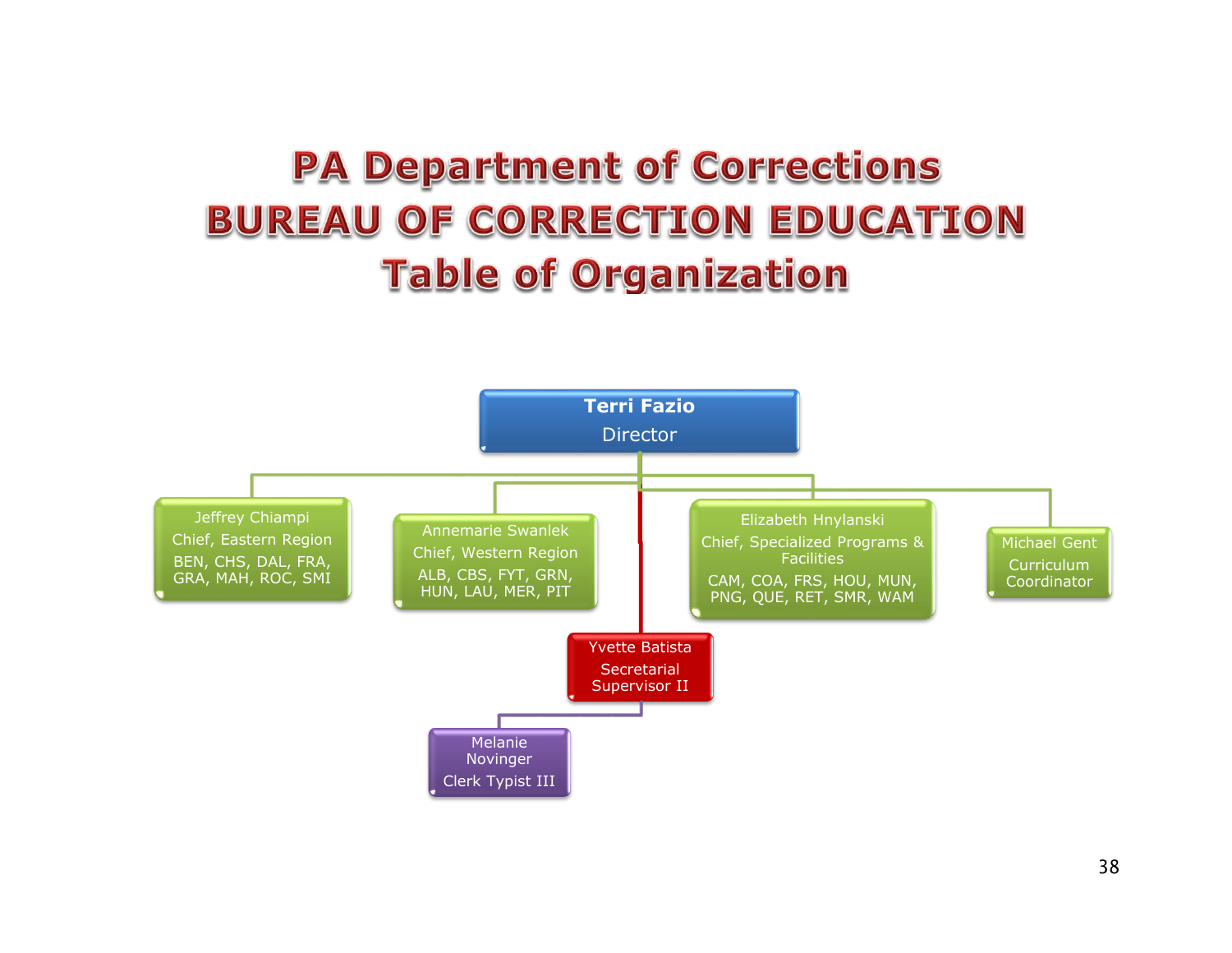# PA Department of Corrections
# BUREAU OF CORRECTION EDUCATION
# Table of Organization

**Terri Fazio**
Director

Jeffrey Chiampi
Chief, Eastern Region
BEN, CHS, DAL, FRA, GRA, MAH, ROC, SMI

Annemarie Swanlek
Chief, Western Region
ALB, CBS, FYT, GRN, HUN, LAU, MER, PIT

Elizabeth Hnylanski
Chief, Specialized Programs & Facilities
CAM, COA, FRS, HOU, MUN, PNG, QUE, RET, SMR, WAM

Michael Gent
Curriculum Coordinator

Yvette Batista
Secretarial Supervisor II

Melanie Novinger
Clerk Typist III